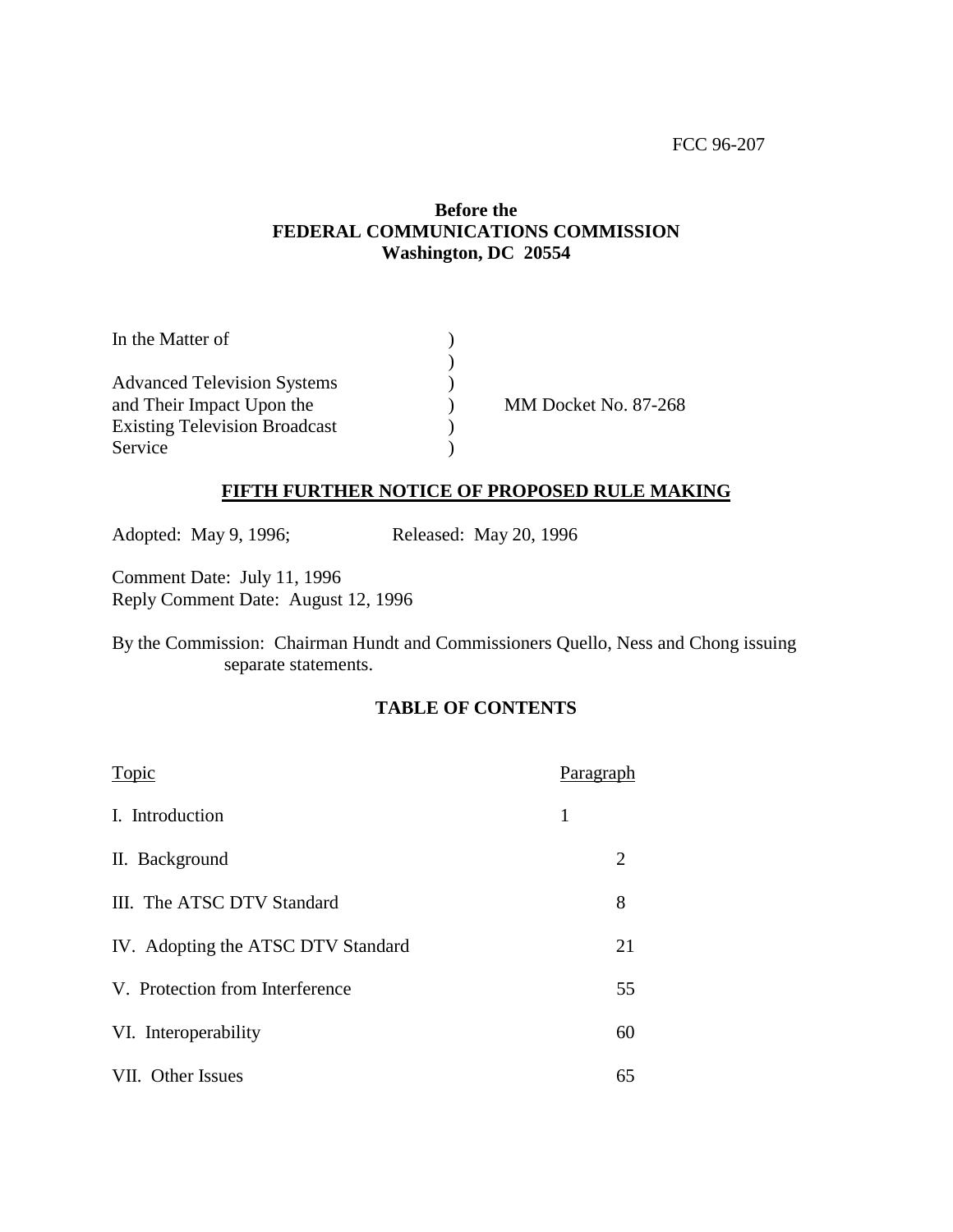FCC 96-207

**Before the**
**FEDERAL COMMUNICATIONS COMMISSION**
**Washington, DC 20554**

| | | |
|---|---|---|
| In the Matter of | ) | |
| | ) | |
| Advanced Television Systems | ) | |
| and Their Impact Upon the | ) | MM Docket No. 87-268 |
| Existing Television Broadcast | ) | |
| Service | ) | |

## FIFTH FURTHER NOTICE OF PROPOSED RULE MAKING

Adopted: May 9, 1996; Released: May 20, 1996

Comment Date: July 11, 1996
Reply Comment Date: August 12, 1996

By the Commission: Chairman Hundt and Commissioners Quello, Ness and Chong issuing separate statements.

## TABLE OF CONTENTS

| Topic | Paragraph |
|---|---|
| I. Introduction | 1 |
| II. Background | 2 |
| III. The ATSC DTV Standard | 8 |
| IV. Adopting the ATSC DTV Standard | 21 |
| V. Protection from Interference | 55 |
| VI. Interoperability | 60 |
| VII. Other Issues | 65 |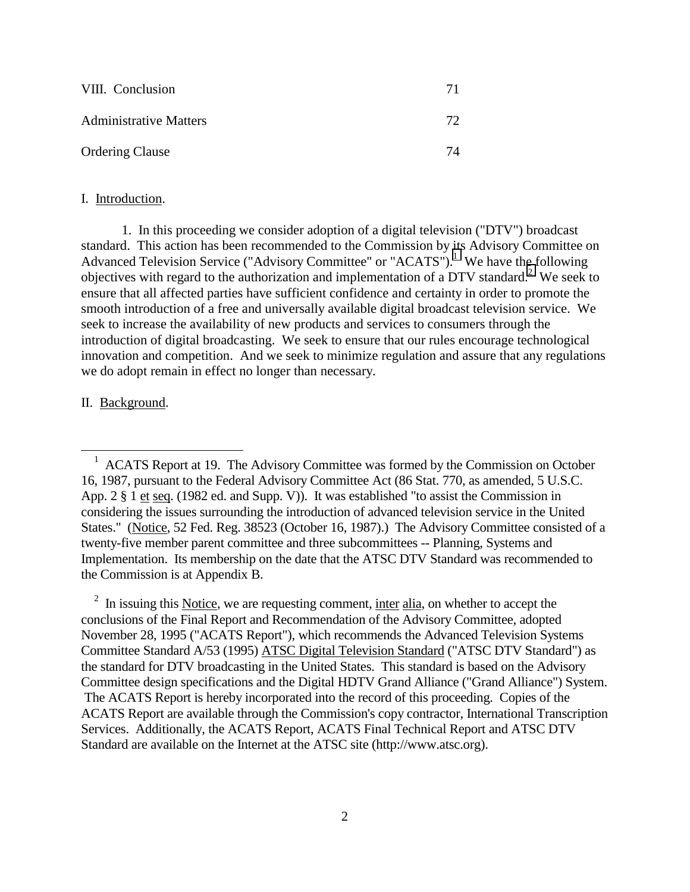| | |
|---|---|
| VIII. Conclusion | 71 |
| Administrative Matters | 72 |
| Ordering Clause | 74 |

I. Introduction.

1. In this proceeding we consider adoption of a digital television ("DTV") broadcast standard. This action has been recommended to the Commission by its Advisory Committee on Advanced Television Service ("Advisory Committee" or "ACATS").[1] We have the following objectives with regard to the authorization and implementation of a DTV standard.[2] We seek to ensure that all affected parties have sufficient confidence and certainty in order to promote the smooth introduction of a free and universally available digital broadcast television service. We seek to increase the availability of new products and services to consumers through the introduction of digital broadcasting. We seek to ensure that our rules encourage technological innovation and competition. And we seek to minimize regulation and assure that any regulations we do adopt remain in effect no longer than necessary.

II. Background.

---

[1] ACATS Report at 19. The Advisory Committee was formed by the Commission on October 16, 1987, pursuant to the Federal Advisory Committee Act (86 Stat. 770, as amended, 5 U.S.C. App. 2 § 1 et seq. (1982 ed. and Supp. V)). It was established "to assist the Commission in considering the issues surrounding the introduction of advanced television service in the United States." (Notice, 52 Fed. Reg. 38523 (October 16, 1987).) The Advisory Committee consisted of a twenty-five member parent committee and three subcommittees -- Planning, Systems and Implementation. Its membership on the date that the ATSC DTV Standard was recommended to the Commission is at Appendix B.

[2] In issuing this Notice, we are requesting comment, inter alia, on whether to accept the conclusions of the Final Report and Recommendation of the Advisory Committee, adopted November 28, 1995 ("ACATS Report"), which recommends the Advanced Television Systems Committee Standard A/53 (1995) ATSC Digital Television Standard ("ATSC DTV Standard") as the standard for DTV broadcasting in the United States. This standard is based on the Advisory Committee design specifications and the Digital HDTV Grand Alliance ("Grand Alliance") System. The ACATS Report is hereby incorporated into the record of this proceeding. Copies of the ACATS Report are available through the Commission's copy contractor, International Transcription Services. Additionally, the ACATS Report, ACATS Final Technical Report and ATSC DTV Standard are available on the Internet at the ATSC site (http://www.atsc.org).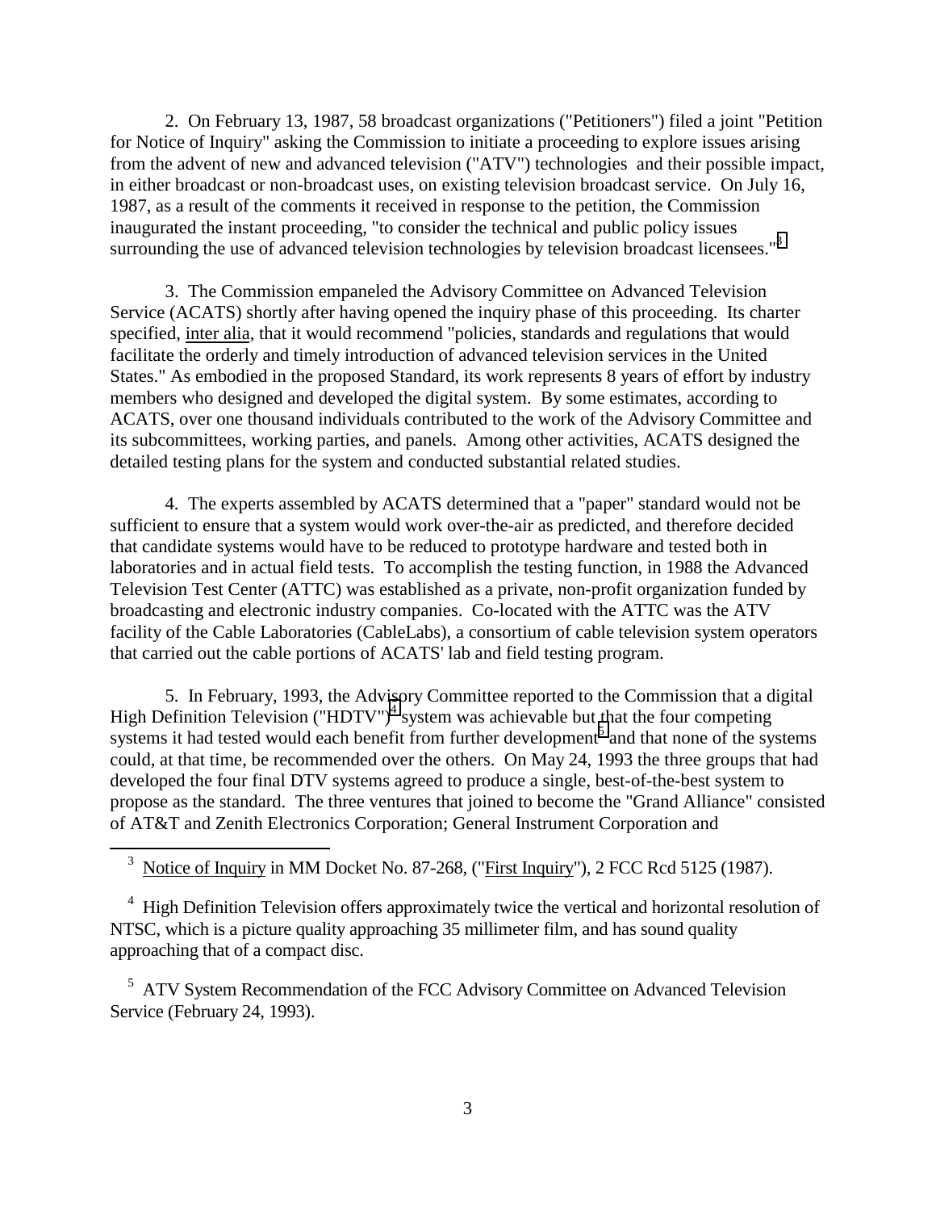2. On February 13, 1987, 58 broadcast organizations ("Petitioners") filed a joint "Petition for Notice of Inquiry" asking the Commission to initiate a proceeding to explore issues arising from the advent of new and advanced television ("ATV") technologies and their possible impact, in either broadcast or non-broadcast uses, on existing television broadcast service. On July 16, 1987, as a result of the comments it received in response to the petition, the Commission inaugurated the instant proceeding, "to consider the technical and public policy issues surrounding the use of advanced television technologies by television broadcast licensees."[3]

3. The Commission empaneled the Advisory Committee on Advanced Television Service (ACATS) shortly after having opened the inquiry phase of this proceeding. Its charter specified, inter alia, that it would recommend "policies, standards and regulations that would facilitate the orderly and timely introduction of advanced television services in the United States." As embodied in the proposed Standard, its work represents 8 years of effort by industry members who designed and developed the digital system. By some estimates, according to ACATS, over one thousand individuals contributed to the work of the Advisory Committee and its subcommittees, working parties, and panels. Among other activities, ACATS designed the detailed testing plans for the system and conducted substantial related studies.

4. The experts assembled by ACATS determined that a "paper" standard would not be sufficient to ensure that a system would work over-the-air as predicted, and therefore decided that candidate systems would have to be reduced to prototype hardware and tested both in laboratories and in actual field tests. To accomplish the testing function, in 1988 the Advanced Television Test Center (ATTC) was established as a private, non-profit organization funded by broadcasting and electronic industry companies. Co-located with the ATTC was the ATV facility of the Cable Laboratories (CableLabs), a consortium of cable television system operators that carried out the cable portions of ACATS' lab and field testing program.

5. In February, 1993, the Advisory Committee reported to the Commission that a digital High Definition Television ("HDTV")[4] system was achievable but that the four competing systems it had tested would each benefit from further development[5] and that none of the systems could, at that time, be recommended over the others. On May 24, 1993 the three groups that had developed the four final DTV systems agreed to produce a single, best-of-the-best system to propose as the standard. The three ventures that joined to become the "Grand Alliance" consisted of AT&T and Zenith Electronics Corporation; General Instrument Corporation and

---

[3] Notice of Inquiry in MM Docket No. 87-268, ("First Inquiry"), 2 FCC Rcd 5125 (1987).

[4] High Definition Television offers approximately twice the vertical and horizontal resolution of NTSC, which is a picture quality approaching 35 millimeter film, and has sound quality approaching that of a compact disc.

[5] ATV System Recommendation of the FCC Advisory Committee on Advanced Television Service (February 24, 1993).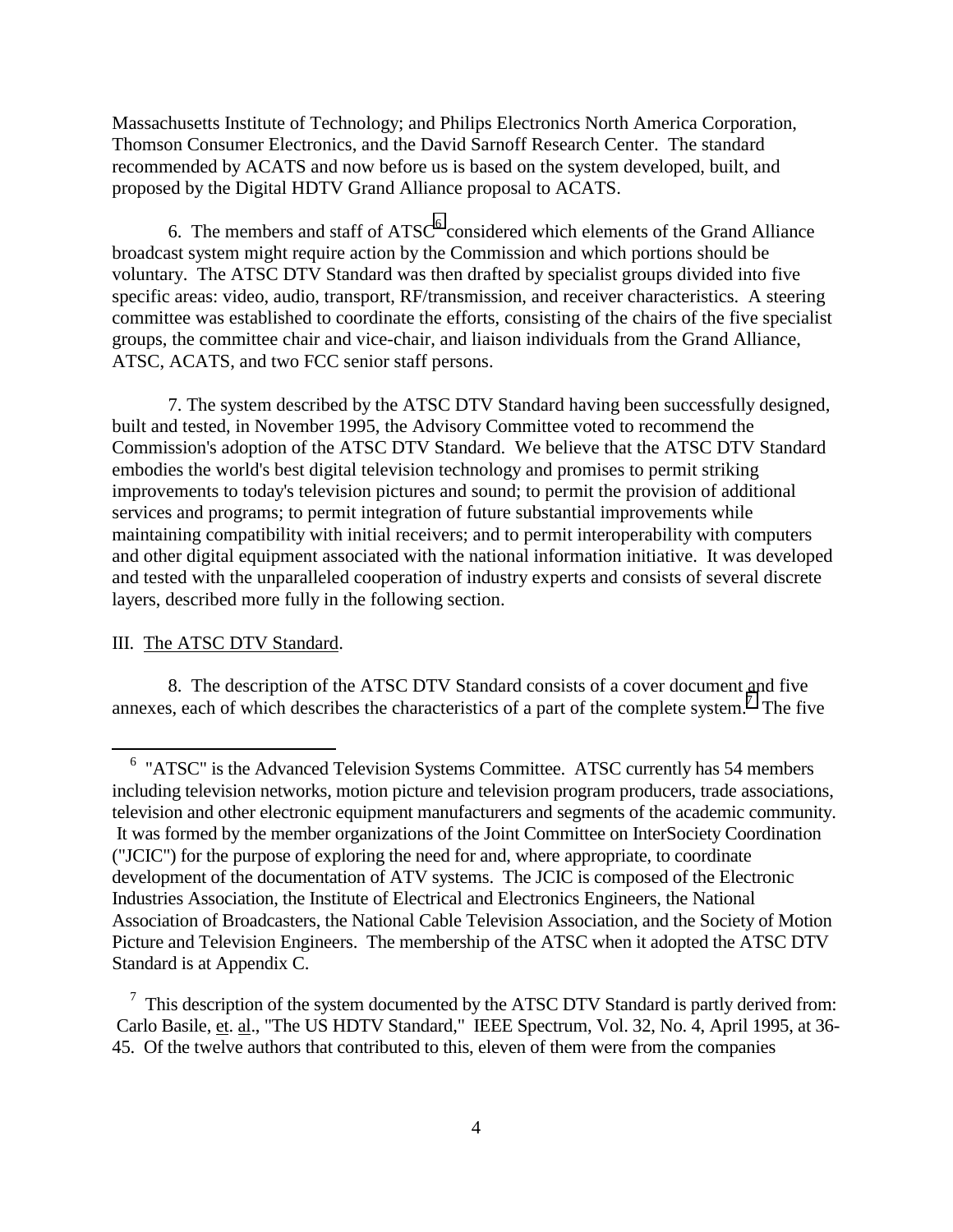Massachusetts Institute of Technology; and Philips Electronics North America Corporation, Thomson Consumer Electronics, and the David Sarnoff Research Center. The standard recommended by ACATS and now before us is based on the system developed, built, and proposed by the Digital HDTV Grand Alliance proposal to ACATS.

6. The members and staff of ATSC[6] considered which elements of the Grand Alliance broadcast system might require action by the Commission and which portions should be voluntary. The ATSC DTV Standard was then drafted by specialist groups divided into five specific areas: video, audio, transport, RF/transmission, and receiver characteristics. A steering committee was established to coordinate the efforts, consisting of the chairs of the five specialist groups, the committee chair and vice-chair, and liaison individuals from the Grand Alliance, ATSC, ACATS, and two FCC senior staff persons.

7. The system described by the ATSC DTV Standard having been successfully designed, built and tested, in November 1995, the Advisory Committee voted to recommend the Commission's adoption of the ATSC DTV Standard. We believe that the ATSC DTV Standard embodies the world's best digital television technology and promises to permit striking improvements to today's television pictures and sound; to permit the provision of additional services and programs; to permit integration of future substantial improvements while maintaining compatibility with initial receivers; and to permit interoperability with computers and other digital equipment associated with the national information initiative. It was developed and tested with the unparalleled cooperation of industry experts and consists of several discrete layers, described more fully in the following section.

## III. The ATSC DTV Standard.

8. The description of the ATSC DTV Standard consists of a cover document and five annexes, each of which describes the characteristics of a part of the complete system.[7] The five

---

[6] "ATSC" is the Advanced Television Systems Committee. ATSC currently has 54 members including television networks, motion picture and television program producers, trade associations, television and other electronic equipment manufacturers and segments of the academic community. It was formed by the member organizations of the Joint Committee on InterSociety Coordination ("JCIC") for the purpose of exploring the need for and, where appropriate, to coordinate development of the documentation of ATV systems. The JCIC is composed of the Electronic Industries Association, the Institute of Electrical and Electronics Engineers, the National Association of Broadcasters, the National Cable Television Association, and the Society of Motion Picture and Television Engineers. The membership of the ATSC when it adopted the ATSC DTV Standard is at Appendix C.

[7] This description of the system documented by the ATSC DTV Standard is partly derived from: Carlo Basile, et. al., "The US HDTV Standard," IEEE Spectrum, Vol. 32, No. 4, April 1995, at 36-45. Of the twelve authors that contributed to this, eleven of them were from the companies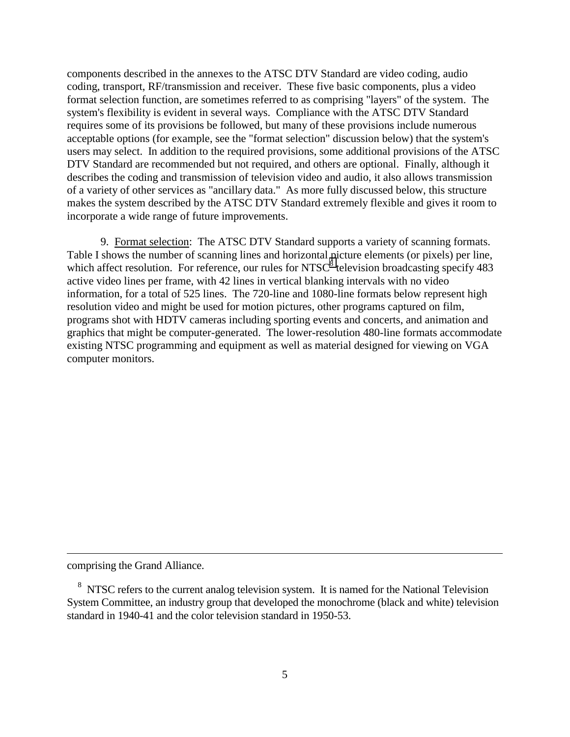components described in the annexes to the ATSC DTV Standard are video coding, audio coding, transport, RF/transmission and receiver. These five basic components, plus a video format selection function, are sometimes referred to as comprising "layers" of the system. The system's flexibility is evident in several ways. Compliance with the ATSC DTV Standard requires some of its provisions be followed, but many of these provisions include numerous acceptable options (for example, see the "format selection" discussion below) that the system's users may select. In addition to the required provisions, some additional provisions of the ATSC DTV Standard are recommended but not required, and others are optional. Finally, although it describes the coding and transmission of television video and audio, it also allows transmission of a variety of other services as "ancillary data." As more fully discussed below, this structure makes the system described by the ATSC DTV Standard extremely flexible and gives it room to incorporate a wide range of future improvements.

9. Format selection: The ATSC DTV Standard supports a variety of scanning formats. Table I shows the number of scanning lines and horizontal picture elements (or pixels) per line, which affect resolution. For reference, our rules for NTSC[8] television broadcasting specify 483 active video lines per frame, with 42 lines in vertical blanking intervals with no video information, for a total of 525 lines. The 720-line and 1080-line formats below represent high resolution video and might be used for motion pictures, other programs captured on film, programs shot with HDTV cameras including sporting events and concerts, and animation and graphics that might be computer-generated. The lower-resolution 480-line formats accommodate existing NTSC programming and equipment as well as material designed for viewing on VGA computer monitors.

---

comprising the Grand Alliance.

[8] NTSC refers to the current analog television system. It is named for the National Television System Committee, an industry group that developed the monochrome (black and white) television standard in 1940-41 and the color television standard in 1950-53.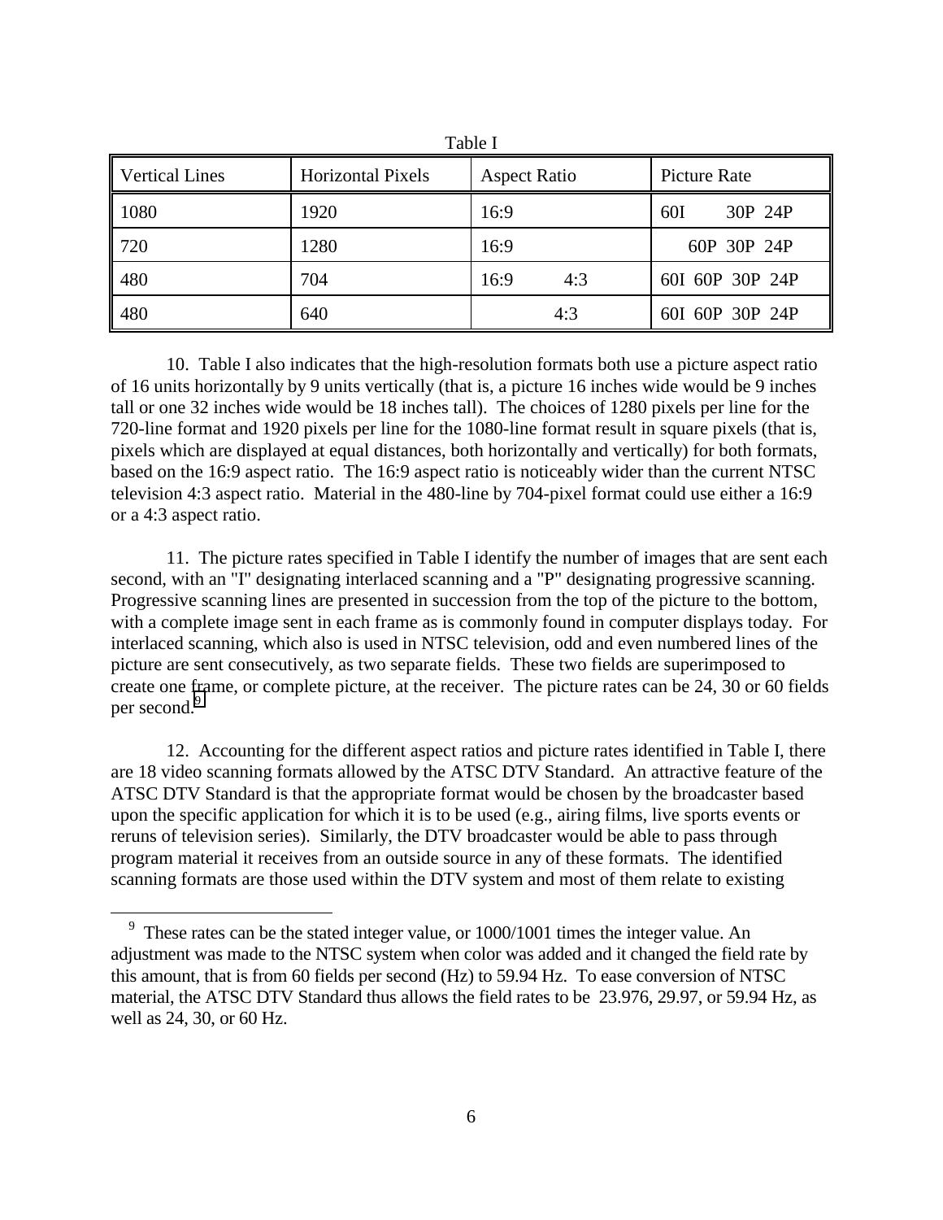Table I

| Vertical Lines | Horizontal Pixels | Aspect Ratio | Picture Rate |
|---|---|---|---|
| 1080 | 1920 | 16:9 | 60I 30P 24P |
| 720 | 1280 | 16:9 | 60P 30P 24P |
| 480 | 704 | 16:9 4:3 | 60I 60P 30P 24P |
| 480 | 640 | 4:3 | 60I 60P 30P 24P |

10. Table I also indicates that the high-resolution formats both use a picture aspect ratio of 16 units horizontally by 9 units vertically (that is, a picture 16 inches wide would be 9 inches tall or one 32 inches wide would be 18 inches tall). The choices of 1280 pixels per line for the 720-line format and 1920 pixels per line for the 1080-line format result in square pixels (that is, pixels which are displayed at equal distances, both horizontally and vertically) for both formats, based on the 16:9 aspect ratio. The 16:9 aspect ratio is noticeably wider than the current NTSC television 4:3 aspect ratio. Material in the 480-line by 704-pixel format could use either a 16:9 or a 4:3 aspect ratio.

11. The picture rates specified in Table I identify the number of images that are sent each second, with an "I" designating interlaced scanning and a "P" designating progressive scanning. Progressive scanning lines are presented in succession from the top of the picture to the bottom, with a complete image sent in each frame as is commonly found in computer displays today. For interlaced scanning, which also is used in NTSC television, odd and even numbered lines of the picture are sent consecutively, as two separate fields. These two fields are superimposed to create one frame, or complete picture, at the receiver. The picture rates can be 24, 30 or 60 fields per second.[9]

12. Accounting for the different aspect ratios and picture rates identified in Table I, there are 18 video scanning formats allowed by the ATSC DTV Standard. An attractive feature of the ATSC DTV Standard is that the appropriate format would be chosen by the broadcaster based upon the specific application for which it is to be used (e.g., airing films, live sports events or reruns of television series). Similarly, the DTV broadcaster would be able to pass through program material it receives from an outside source in any of these formats. The identified scanning formats are those used within the DTV system and most of them relate to existing

[9] These rates can be the stated integer value, or 1000/1001 times the integer value. An adjustment was made to the NTSC system when color was added and it changed the field rate by this amount, that is from 60 fields per second (Hz) to 59.94 Hz. To ease conversion of NTSC material, the ATSC DTV Standard thus allows the field rates to be 23.976, 29.97, or 59.94 Hz, as well as 24, 30, or 60 Hz.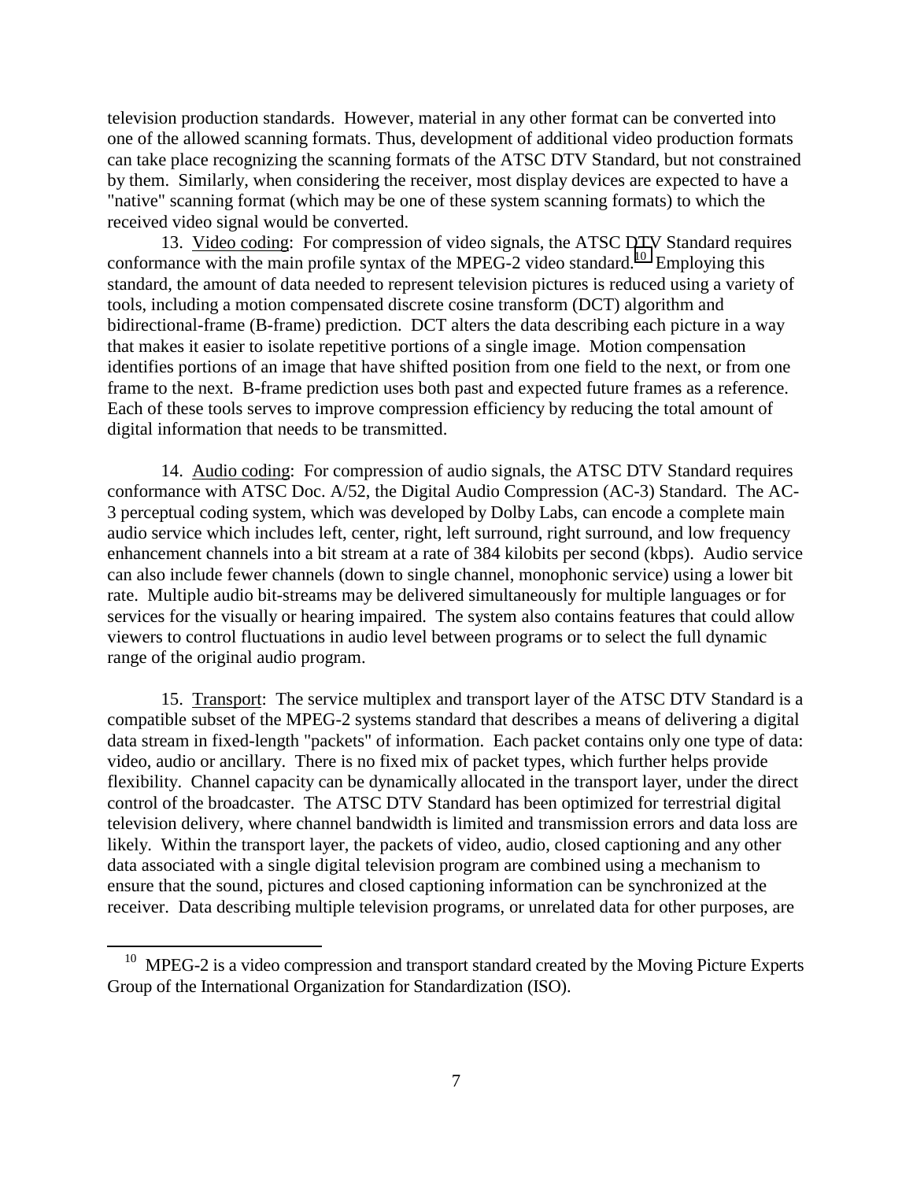television production standards. However, material in any other format can be converted into one of the allowed scanning formats. Thus, development of additional video production formats can take place recognizing the scanning formats of the ATSC DTV Standard, but not constrained by them. Similarly, when considering the receiver, most display devices are expected to have a "native" scanning format (which may be one of these system scanning formats) to which the received video signal would be converted.

13. Video coding: For compression of video signals, the ATSC DTV Standard requires conformance with the main profile syntax of the MPEG-2 video standard.[10] Employing this standard, the amount of data needed to represent television pictures is reduced using a variety of tools, including a motion compensated discrete cosine transform (DCT) algorithm and bidirectional-frame (B-frame) prediction. DCT alters the data describing each picture in a way that makes it easier to isolate repetitive portions of a single image. Motion compensation identifies portions of an image that have shifted position from one field to the next, or from one frame to the next. B-frame prediction uses both past and expected future frames as a reference. Each of these tools serves to improve compression efficiency by reducing the total amount of digital information that needs to be transmitted.

14. Audio coding: For compression of audio signals, the ATSC DTV Standard requires conformance with ATSC Doc. A/52, the Digital Audio Compression (AC-3) Standard. The AC-3 perceptual coding system, which was developed by Dolby Labs, can encode a complete main audio service which includes left, center, right, left surround, right surround, and low frequency enhancement channels into a bit stream at a rate of 384 kilobits per second (kbps). Audio service can also include fewer channels (down to single channel, monophonic service) using a lower bit rate. Multiple audio bit-streams may be delivered simultaneously for multiple languages or for services for the visually or hearing impaired. The system also contains features that could allow viewers to control fluctuations in audio level between programs or to select the full dynamic range of the original audio program.

15. Transport: The service multiplex and transport layer of the ATSC DTV Standard is a compatible subset of the MPEG-2 systems standard that describes a means of delivering a digital data stream in fixed-length "packets" of information. Each packet contains only one type of data: video, audio or ancillary. There is no fixed mix of packet types, which further helps provide flexibility. Channel capacity can be dynamically allocated in the transport layer, under the direct control of the broadcaster. The ATSC DTV Standard has been optimized for terrestrial digital television delivery, where channel bandwidth is limited and transmission errors and data loss are likely. Within the transport layer, the packets of video, audio, closed captioning and any other data associated with a single digital television program are combined using a mechanism to ensure that the sound, pictures and closed captioning information can be synchronized at the receiver. Data describing multiple television programs, or unrelated data for other purposes, are

---

[10] MPEG-2 is a video compression and transport standard created by the Moving Picture Experts Group of the International Organization for Standardization (ISO).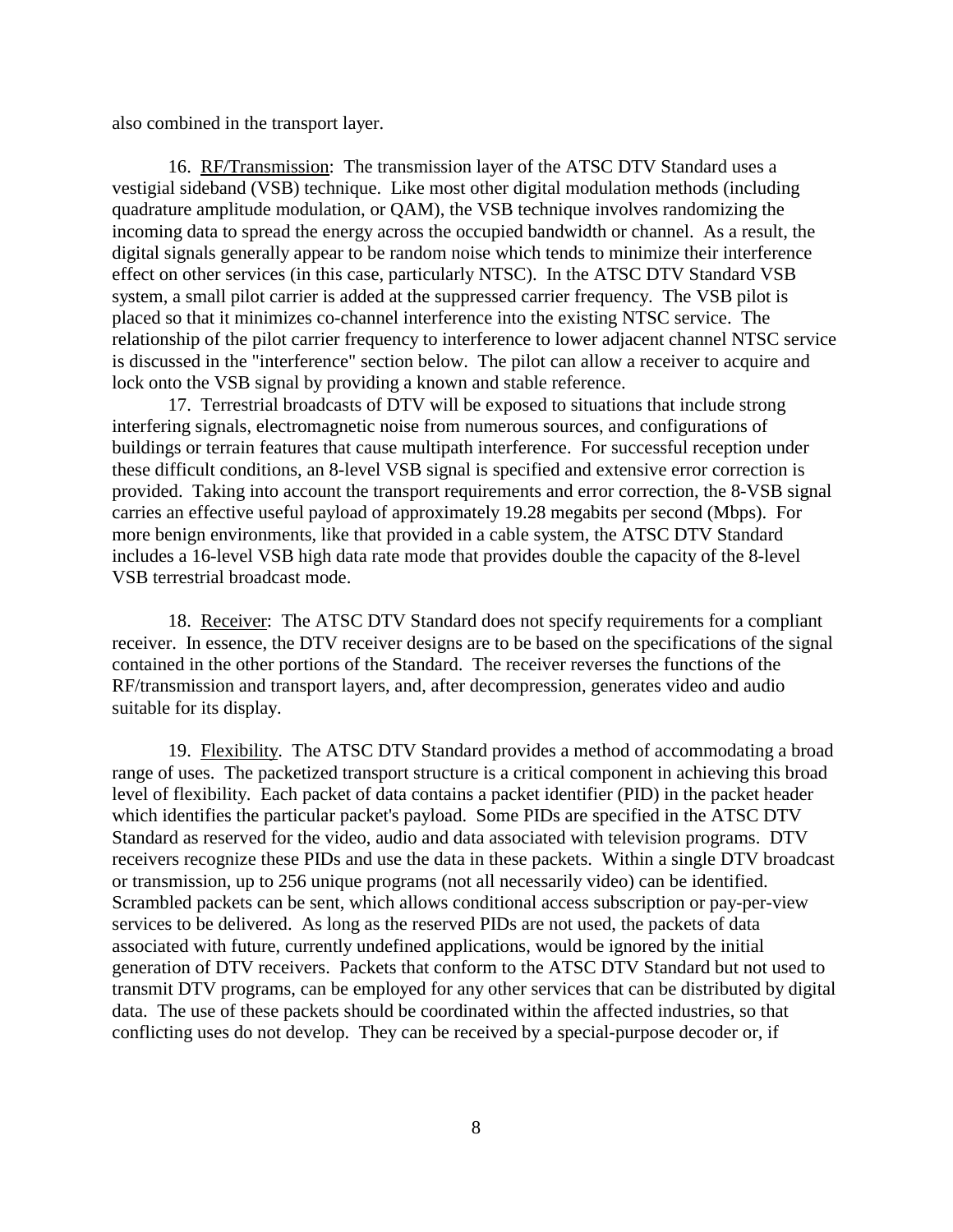also combined in the transport layer.

16. RF/Transmission: The transmission layer of the ATSC DTV Standard uses a vestigial sideband (VSB) technique. Like most other digital modulation methods (including quadrature amplitude modulation, or QAM), the VSB technique involves randomizing the incoming data to spread the energy across the occupied bandwidth or channel. As a result, the digital signals generally appear to be random noise which tends to minimize their interference effect on other services (in this case, particularly NTSC). In the ATSC DTV Standard VSB system, a small pilot carrier is added at the suppressed carrier frequency. The VSB pilot is placed so that it minimizes co-channel interference into the existing NTSC service. The relationship of the pilot carrier frequency to interference to lower adjacent channel NTSC service is discussed in the "interference" section below. The pilot can allow a receiver to acquire and lock onto the VSB signal by providing a known and stable reference.

17. Terrestrial broadcasts of DTV will be exposed to situations that include strong interfering signals, electromagnetic noise from numerous sources, and configurations of buildings or terrain features that cause multipath interference. For successful reception under these difficult conditions, an 8-level VSB signal is specified and extensive error correction is provided. Taking into account the transport requirements and error correction, the 8-VSB signal carries an effective useful payload of approximately 19.28 megabits per second (Mbps). For more benign environments, like that provided in a cable system, the ATSC DTV Standard includes a 16-level VSB high data rate mode that provides double the capacity of the 8-level VSB terrestrial broadcast mode.

18. Receiver: The ATSC DTV Standard does not specify requirements for a compliant receiver. In essence, the DTV receiver designs are to be based on the specifications of the signal contained in the other portions of the Standard. The receiver reverses the functions of the RF/transmission and transport layers, and, after decompression, generates video and audio suitable for its display.

19. Flexibility. The ATSC DTV Standard provides a method of accommodating a broad range of uses. The packetized transport structure is a critical component in achieving this broad level of flexibility. Each packet of data contains a packet identifier (PID) in the packet header which identifies the particular packet's payload. Some PIDs are specified in the ATSC DTV Standard as reserved for the video, audio and data associated with television programs. DTV receivers recognize these PIDs and use the data in these packets. Within a single DTV broadcast or transmission, up to 256 unique programs (not all necessarily video) can be identified. Scrambled packets can be sent, which allows conditional access subscription or pay-per-view services to be delivered. As long as the reserved PIDs are not used, the packets of data associated with future, currently undefined applications, would be ignored by the initial generation of DTV receivers. Packets that conform to the ATSC DTV Standard but not used to transmit DTV programs, can be employed for any other services that can be distributed by digital data. The use of these packets should be coordinated within the affected industries, so that conflicting uses do not develop. They can be received by a special-purpose decoder or, if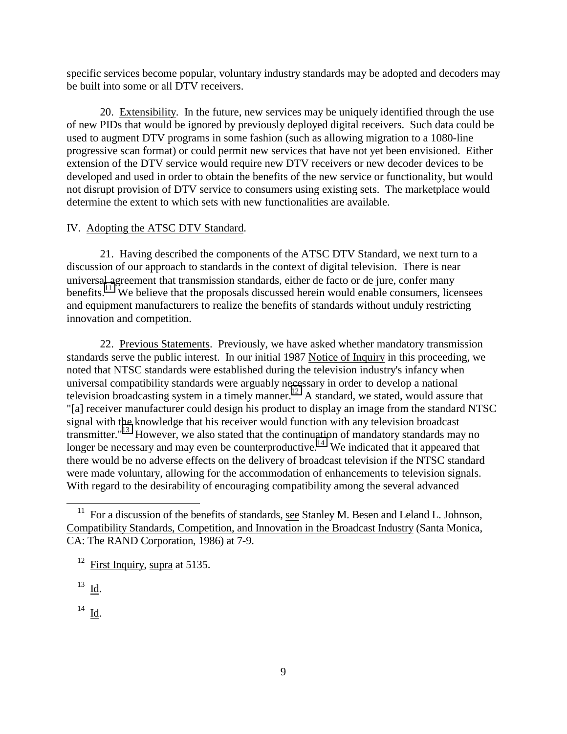specific services become popular, voluntary industry standards may be adopted and decoders may be built into some or all DTV receivers.

20. Extensibility. In the future, new services may be uniquely identified through the use of new PIDs that would be ignored by previously deployed digital receivers. Such data could be used to augment DTV programs in some fashion (such as allowing migration to a 1080-line progressive scan format) or could permit new services that have not yet been envisioned. Either extension of the DTV service would require new DTV receivers or new decoder devices to be developed and used in order to obtain the benefits of the new service or functionality, but would not disrupt provision of DTV service to consumers using existing sets. The marketplace would determine the extent to which sets with new functionalities are available.

## IV. Adopting the ATSC DTV Standard.

21. Having described the components of the ATSC DTV Standard, we next turn to a discussion of our approach to standards in the context of digital television. There is near universal agreement that transmission standards, either de facto or de jure, confer many benefits.[11] We believe that the proposals discussed herein would enable consumers, licensees and equipment manufacturers to realize the benefits of standards without unduly restricting innovation and competition.

22. Previous Statements. Previously, we have asked whether mandatory transmission standards serve the public interest. In our initial 1987 Notice of Inquiry in this proceeding, we noted that NTSC standards were established during the television industry's infancy when universal compatibility standards were arguably necessary in order to develop a national television broadcasting system in a timely manner.[12] A standard, we stated, would assure that "[a] receiver manufacturer could design his product to display an image from the standard NTSC signal with the knowledge that his receiver would function with any television broadcast transmitter."[13] However, we also stated that the continuation of mandatory standards may no longer be necessary and may even be counterproductive.[14] We indicated that it appeared that there would be no adverse effects on the delivery of broadcast television if the NTSC standard were made voluntary, allowing for the accommodation of enhancements to television signals. With regard to the desirability of encouraging compatibility among the several advanced

---

[11] For a discussion of the benefits of standards, see Stanley M. Besen and Leland L. Johnson, Compatibility Standards, Competition, and Innovation in the Broadcast Industry (Santa Monica, CA: The RAND Corporation, 1986) at 7-9.

[12] First Inquiry, supra at 5135.

[13] Id.

[14] Id.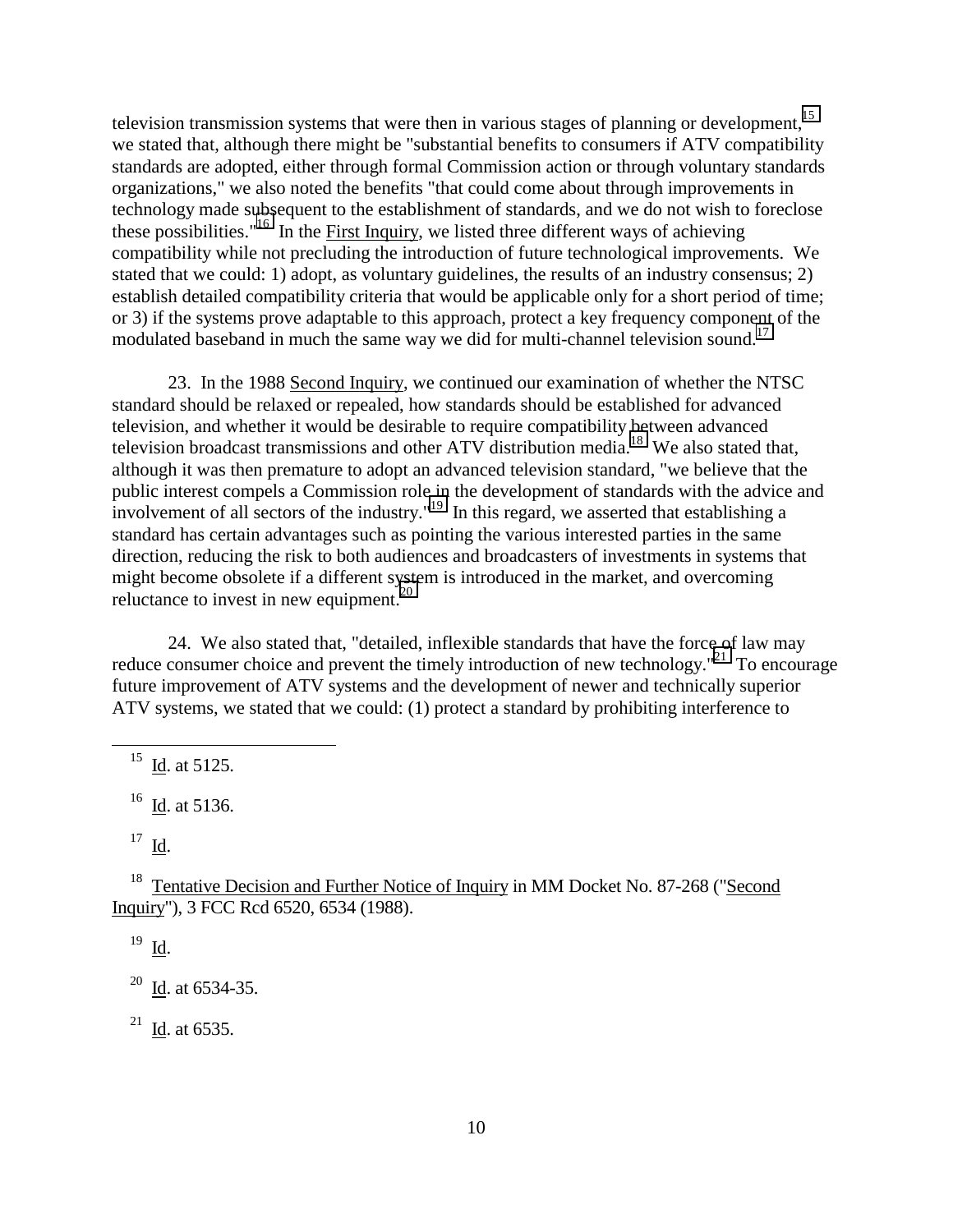television transmission systems that were then in various stages of planning or development,[15] we stated that, although there might be "substantial benefits to consumers if ATV compatibility standards are adopted, either through formal Commission action or through voluntary standards organizations," we also noted the benefits "that could come about through improvements in technology made subsequent to the establishment of standards, and we do not wish to foreclose these possibilities."[16] In the First Inquiry, we listed three different ways of achieving compatibility while not precluding the introduction of future technological improvements. We stated that we could: 1) adopt, as voluntary guidelines, the results of an industry consensus; 2) establish detailed compatibility criteria that would be applicable only for a short period of time; or 3) if the systems prove adaptable to this approach, protect a key frequency component of the modulated baseband in much the same way we did for multi-channel television sound.[17]

23. In the 1988 Second Inquiry, we continued our examination of whether the NTSC standard should be relaxed or repealed, how standards should be established for advanced television, and whether it would be desirable to require compatibility between advanced television broadcast transmissions and other ATV distribution media.[18] We also stated that, although it was then premature to adopt an advanced television standard, "we believe that the public interest compels a Commission role in the development of standards with the advice and involvement of all sectors of the industry."[19] In this regard, we asserted that establishing a standard has certain advantages such as pointing the various interested parties in the same direction, reducing the risk to both audiences and broadcasters of investments in systems that might become obsolete if a different system is introduced in the market, and overcoming reluctance to invest in new equipment.[20]

24. We also stated that, "detailed, inflexible standards that have the force of law may reduce consumer choice and prevent the timely introduction of new technology."[21] To encourage future improvement of ATV systems and the development of newer and technically superior ATV systems, we stated that we could: (1) protect a standard by prohibiting interference to

---

[15] Id. at 5125.

[16] Id. at 5136.

[17] Id.

[18] Tentative Decision and Further Notice of Inquiry in MM Docket No. 87-268 ("Second Inquiry"), 3 FCC Rcd 6520, 6534 (1988).

[19] Id.

[20] Id. at 6534-35.

[21] Id. at 6535.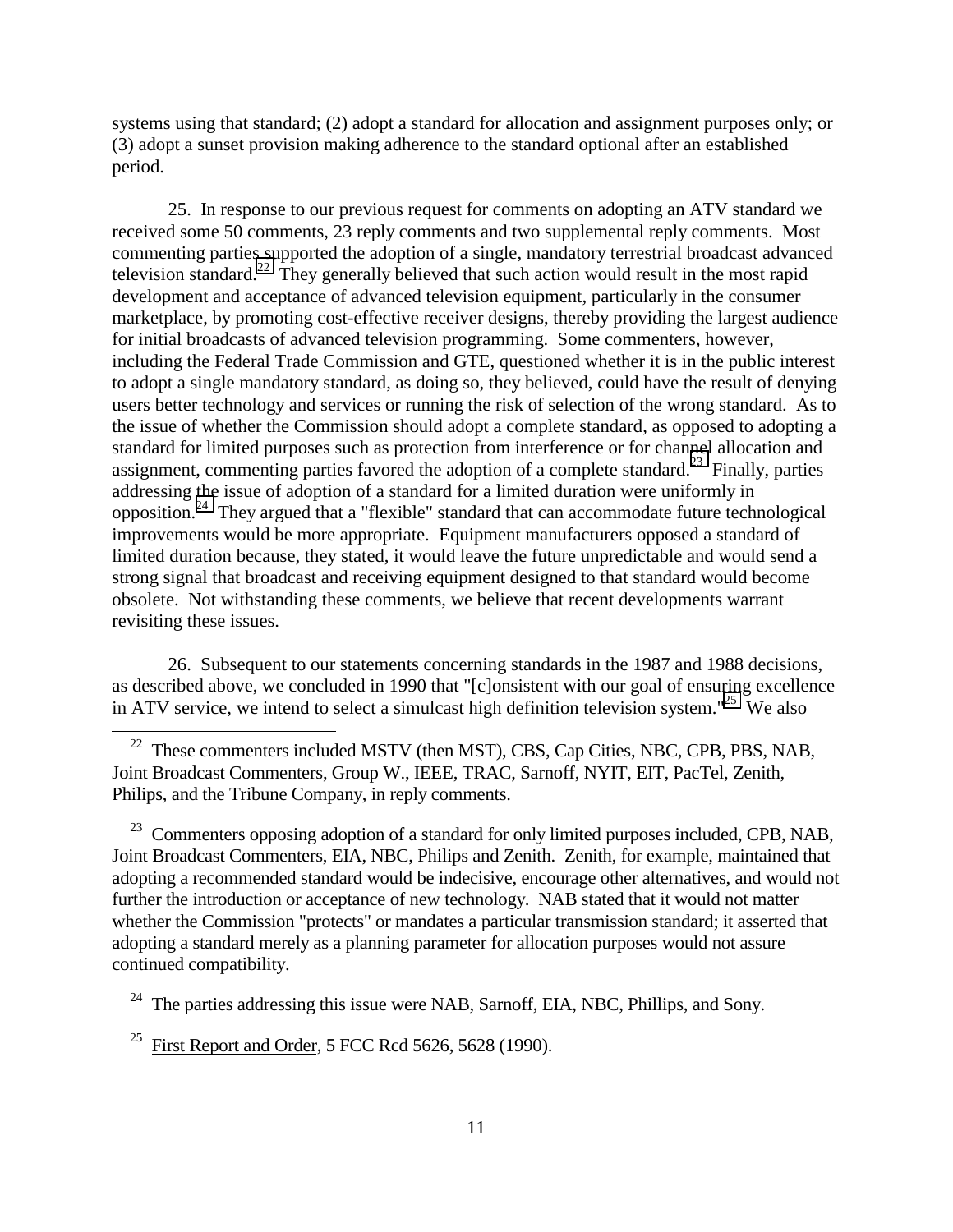systems using that standard; (2) adopt a standard for allocation and assignment purposes only; or (3) adopt a sunset provision making adherence to the standard optional after an established period.

25. In response to our previous request for comments on adopting an ATV standard we received some 50 comments, 23 reply comments and two supplemental reply comments. Most commenting parties supported the adoption of a single, mandatory terrestrial broadcast advanced television standard.[22] They generally believed that such action would result in the most rapid development and acceptance of advanced television equipment, particularly in the consumer marketplace, by promoting cost-effective receiver designs, thereby providing the largest audience for initial broadcasts of advanced television programming. Some commenters, however, including the Federal Trade Commission and GTE, questioned whether it is in the public interest to adopt a single mandatory standard, as doing so, they believed, could have the result of denying users better technology and services or running the risk of selection of the wrong standard. As to the issue of whether the Commission should adopt a complete standard, as opposed to adopting a standard for limited purposes such as protection from interference or for channel allocation and assignment, commenting parties favored the adoption of a complete standard.[23] Finally, parties addressing the issue of adoption of a standard for a limited duration were uniformly in opposition.[24] They argued that a "flexible" standard that can accommodate future technological improvements would be more appropriate. Equipment manufacturers opposed a standard of limited duration because, they stated, it would leave the future unpredictable and would send a strong signal that broadcast and receiving equipment designed to that standard would become obsolete. Not withstanding these comments, we believe that recent developments warrant revisiting these issues.

26. Subsequent to our statements concerning standards in the 1987 and 1988 decisions, as described above, we concluded in 1990 that "[c]onsistent with our goal of ensuring excellence in ATV service, we intend to select a simulcast high definition television system."[25] We also

---

[22] These commenters included MSTV (then MST), CBS, Cap Cities, NBC, CPB, PBS, NAB, Joint Broadcast Commenters, Group W., IEEE, TRAC, Sarnoff, NYIT, EIT, PacTel, Zenith, Philips, and the Tribune Company, in reply comments.

[23] Commenters opposing adoption of a standard for only limited purposes included, CPB, NAB, Joint Broadcast Commenters, EIA, NBC, Philips and Zenith. Zenith, for example, maintained that adopting a recommended standard would be indecisive, encourage other alternatives, and would not further the introduction or acceptance of new technology. NAB stated that it would not matter whether the Commission "protects" or mandates a particular transmission standard; it asserted that adopting a standard merely as a planning parameter for allocation purposes would not assure continued compatibility.

[24] The parties addressing this issue were NAB, Sarnoff, EIA, NBC, Phillips, and Sony.

[25] First Report and Order, 5 FCC Rcd 5626, 5628 (1990).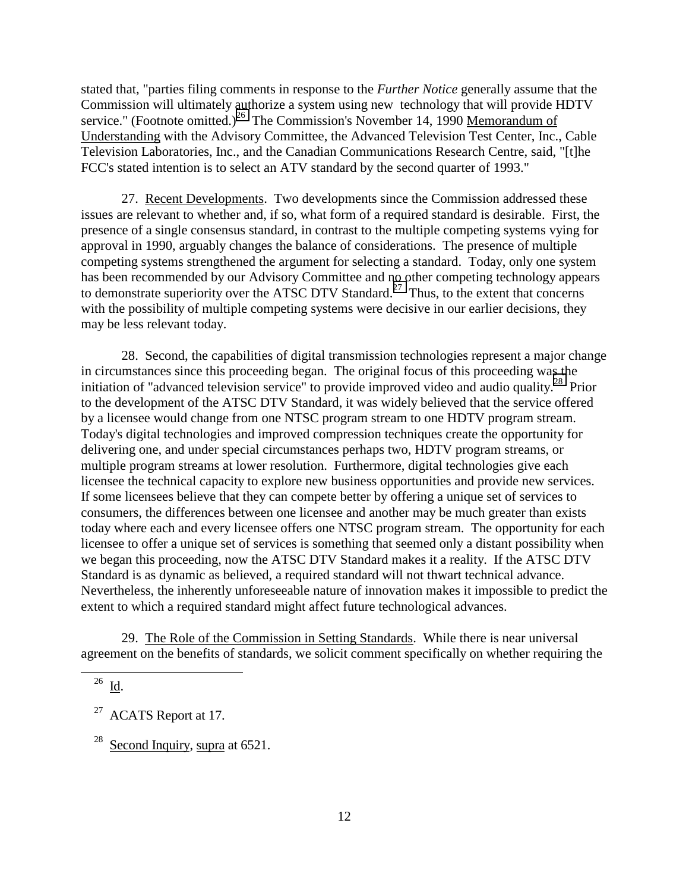stated that, "parties filing comments in response to the *Further Notice* generally assume that the Commission will ultimately authorize a system using new technology that will provide HDTV service." (Footnote omitted.)[26] The Commission's November 14, 1990 Memorandum of Understanding with the Advisory Committee, the Advanced Television Test Center, Inc., Cable Television Laboratories, Inc., and the Canadian Communications Research Centre, said, "[t]he FCC's stated intention is to select an ATV standard by the second quarter of 1993."

27. Recent Developments. Two developments since the Commission addressed these issues are relevant to whether and, if so, what form of a required standard is desirable. First, the presence of a single consensus standard, in contrast to the multiple competing systems vying for approval in 1990, arguably changes the balance of considerations. The presence of multiple competing systems strengthened the argument for selecting a standard. Today, only one system has been recommended by our Advisory Committee and no other competing technology appears to demonstrate superiority over the ATSC DTV Standard.[27] Thus, to the extent that concerns with the possibility of multiple competing systems were decisive in our earlier decisions, they may be less relevant today.

28. Second, the capabilities of digital transmission technologies represent a major change in circumstances since this proceeding began. The original focus of this proceeding was the initiation of "advanced television service" to provide improved video and audio quality.[28] Prior to the development of the ATSC DTV Standard, it was widely believed that the service offered by a licensee would change from one NTSC program stream to one HDTV program stream. Today's digital technologies and improved compression techniques create the opportunity for delivering one, and under special circumstances perhaps two, HDTV program streams, or multiple program streams at lower resolution. Furthermore, digital technologies give each licensee the technical capacity to explore new business opportunities and provide new services. If some licensees believe that they can compete better by offering a unique set of services to consumers, the differences between one licensee and another may be much greater than exists today where each and every licensee offers one NTSC program stream. The opportunity for each licensee to offer a unique set of services is something that seemed only a distant possibility when we began this proceeding, now the ATSC DTV Standard makes it a reality. If the ATSC DTV Standard is as dynamic as believed, a required standard will not thwart technical advance. Nevertheless, the inherently unforeseeable nature of innovation makes it impossible to predict the extent to which a required standard might affect future technological advances.

29. The Role of the Commission in Setting Standards. While there is near universal agreement on the benefits of standards, we solicit comment specifically on whether requiring the

---

[26] Id.

[27] ACATS Report at 17.

[28] Second Inquiry, supra at 6521.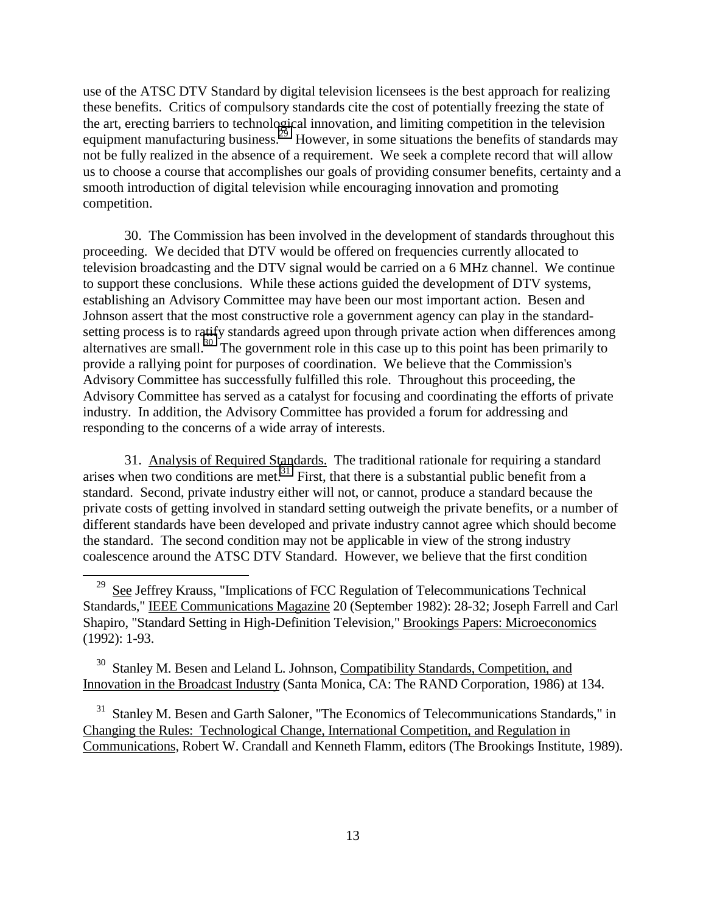use of the ATSC DTV Standard by digital television licensees is the best approach for realizing these benefits. Critics of compulsory standards cite the cost of potentially freezing the state of the art, erecting barriers to technological innovation, and limiting competition in the television equipment manufacturing business.[29] However, in some situations the benefits of standards may not be fully realized in the absence of a requirement. We seek a complete record that will allow us to choose a course that accomplishes our goals of providing consumer benefits, certainty and a smooth introduction of digital television while encouraging innovation and promoting competition.

30. The Commission has been involved in the development of standards throughout this proceeding. We decided that DTV would be offered on frequencies currently allocated to television broadcasting and the DTV signal would be carried on a 6 MHz channel. We continue to support these conclusions. While these actions guided the development of DTV systems, establishing an Advisory Committee may have been our most important action. Besen and Johnson assert that the most constructive role a government agency can play in the standard-setting process is to ratify standards agreed upon through private action when differences among alternatives are small.[30] The government role in this case up to this point has been primarily to provide a rallying point for purposes of coordination. We believe that the Commission's Advisory Committee has successfully fulfilled this role. Throughout this proceeding, the Advisory Committee has served as a catalyst for focusing and coordinating the efforts of private industry. In addition, the Advisory Committee has provided a forum for addressing and responding to the concerns of a wide array of interests.

31. Analysis of Required Standards. The traditional rationale for requiring a standard arises when two conditions are met.[31] First, that there is a substantial public benefit from a standard. Second, private industry either will not, or cannot, produce a standard because the private costs of getting involved in standard setting outweigh the private benefits, or a number of different standards have been developed and private industry cannot agree which should become the standard. The second condition may not be applicable in view of the strong industry coalescence around the ATSC DTV Standard. However, we believe that the first condition

---

[29] See Jeffrey Krauss, "Implications of FCC Regulation of Telecommunications Technical Standards," IEEE Communications Magazine 20 (September 1982): 28-32; Joseph Farrell and Carl Shapiro, "Standard Setting in High-Definition Television," Brookings Papers: Microeconomics (1992): 1-93.

[30] Stanley M. Besen and Leland L. Johnson, Compatibility Standards, Competition, and Innovation in the Broadcast Industry (Santa Monica, CA: The RAND Corporation, 1986) at 134.

[31] Stanley M. Besen and Garth Saloner, "The Economics of Telecommunications Standards," in Changing the Rules: Technological Change, International Competition, and Regulation in Communications, Robert W. Crandall and Kenneth Flamm, editors (The Brookings Institute, 1989).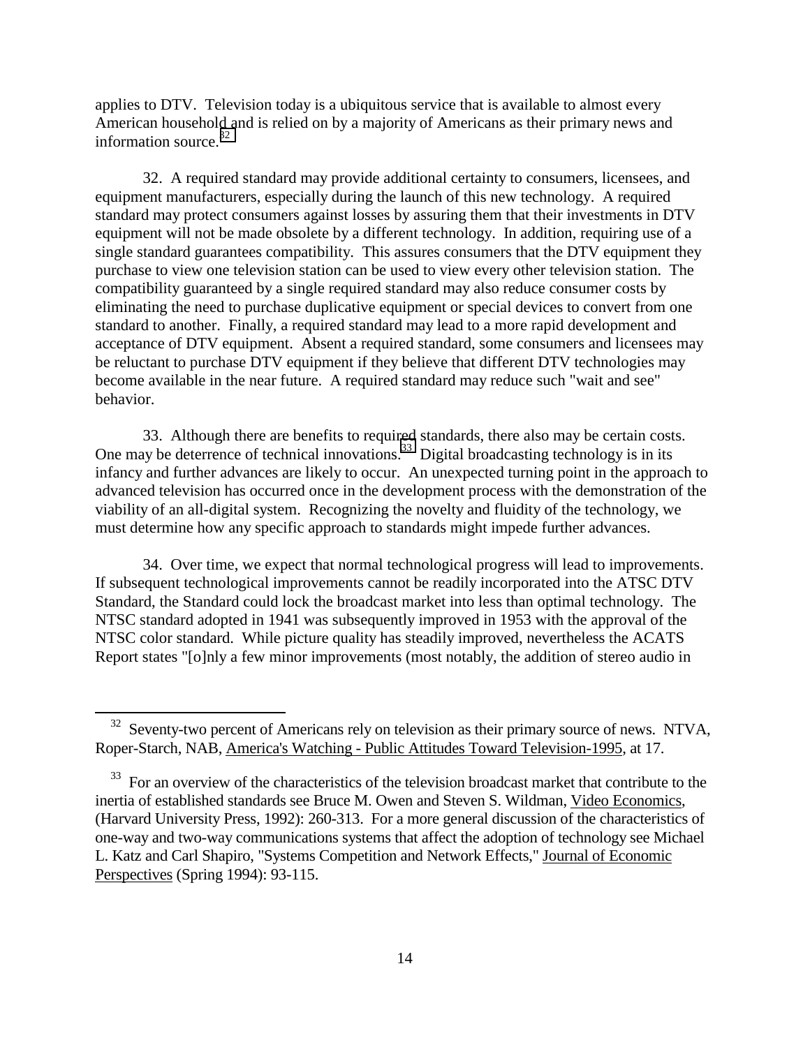applies to DTV. Television today is a ubiquitous service that is available to almost every American household and is relied on by a majority of Americans as their primary news and information source.[32]

32. A required standard may provide additional certainty to consumers, licensees, and equipment manufacturers, especially during the launch of this new technology. A required standard may protect consumers against losses by assuring them that their investments in DTV equipment will not be made obsolete by a different technology. In addition, requiring use of a single standard guarantees compatibility. This assures consumers that the DTV equipment they purchase to view one television station can be used to view every other television station. The compatibility guaranteed by a single required standard may also reduce consumer costs by eliminating the need to purchase duplicative equipment or special devices to convert from one standard to another. Finally, a required standard may lead to a more rapid development and acceptance of DTV equipment. Absent a required standard, some consumers and licensees may be reluctant to purchase DTV equipment if they believe that different DTV technologies may become available in the near future. A required standard may reduce such "wait and see" behavior.

33. Although there are benefits to required standards, there also may be certain costs. One may be deterrence of technical innovations.[33] Digital broadcasting technology is in its infancy and further advances are likely to occur. An unexpected turning point in the approach to advanced television has occurred once in the development process with the demonstration of the viability of an all-digital system. Recognizing the novelty and fluidity of the technology, we must determine how any specific approach to standards might impede further advances.

34. Over time, we expect that normal technological progress will lead to improvements. If subsequent technological improvements cannot be readily incorporated into the ATSC DTV Standard, the Standard could lock the broadcast market into less than optimal technology. The NTSC standard adopted in 1941 was subsequently improved in 1953 with the approval of the NTSC color standard. While picture quality has steadily improved, nevertheless the ACATS Report states "[o]nly a few minor improvements (most notably, the addition of stereo audio in

---

[32] Seventy-two percent of Americans rely on television as their primary source of news. NTVA, Roper-Starch, NAB, America's Watching - Public Attitudes Toward Television-1995, at 17.

[33] For an overview of the characteristics of the television broadcast market that contribute to the inertia of established standards see Bruce M. Owen and Steven S. Wildman, Video Economics, (Harvard University Press, 1992): 260-313. For a more general discussion of the characteristics of one-way and two-way communications systems that affect the adoption of technology see Michael L. Katz and Carl Shapiro, "Systems Competition and Network Effects," Journal of Economic Perspectives (Spring 1994): 93-115.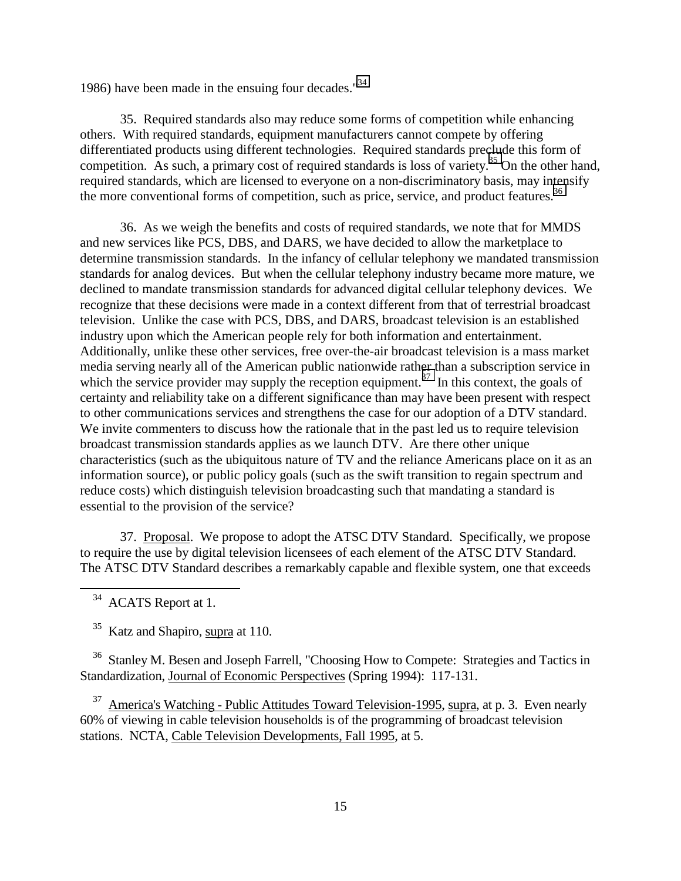1986) have been made in the ensuing four decades."[34]

35. Required standards also may reduce some forms of competition while enhancing others. With required standards, equipment manufacturers cannot compete by offering differentiated products using different technologies. Required standards preclude this form of competition. As such, a primary cost of required standards is loss of variety.[35] On the other hand, required standards, which are licensed to everyone on a non-discriminatory basis, may intensify the more conventional forms of competition, such as price, service, and product features.[36]

36. As we weigh the benefits and costs of required standards, we note that for MMDS and new services like PCS, DBS, and DARS, we have decided to allow the marketplace to determine transmission standards. In the infancy of cellular telephony we mandated transmission standards for analog devices. But when the cellular telephony industry became more mature, we declined to mandate transmission standards for advanced digital cellular telephony devices. We recognize that these decisions were made in a context different from that of terrestrial broadcast television. Unlike the case with PCS, DBS, and DARS, broadcast television is an established industry upon which the American people rely for both information and entertainment. Additionally, unlike these other services, free over-the-air broadcast television is a mass market media serving nearly all of the American public nationwide rather than a subscription service in which the service provider may supply the reception equipment.[37] In this context, the goals of certainty and reliability take on a different significance than may have been present with respect to other communications services and strengthens the case for our adoption of a DTV standard. We invite commenters to discuss how the rationale that in the past led us to require television broadcast transmission standards applies as we launch DTV. Are there other unique characteristics (such as the ubiquitous nature of TV and the reliance Americans place on it as an information source), or public policy goals (such as the swift transition to regain spectrum and reduce costs) which distinguish television broadcasting such that mandating a standard is essential to the provision of the service?

37. Proposal. We propose to adopt the ATSC DTV Standard. Specifically, we propose to require the use by digital television licensees of each element of the ATSC DTV Standard. The ATSC DTV Standard describes a remarkably capable and flexible system, one that exceeds

---

[34] ACATS Report at 1.

[35] Katz and Shapiro, supra at 110.

[36] Stanley M. Besen and Joseph Farrell, "Choosing How to Compete: Strategies and Tactics in Standardization, Journal of Economic Perspectives (Spring 1994): 117-131.

[37] America's Watching - Public Attitudes Toward Television-1995, supra, at p. 3. Even nearly 60% of viewing in cable television households is of the programming of broadcast television stations. NCTA, Cable Television Developments, Fall 1995, at 5.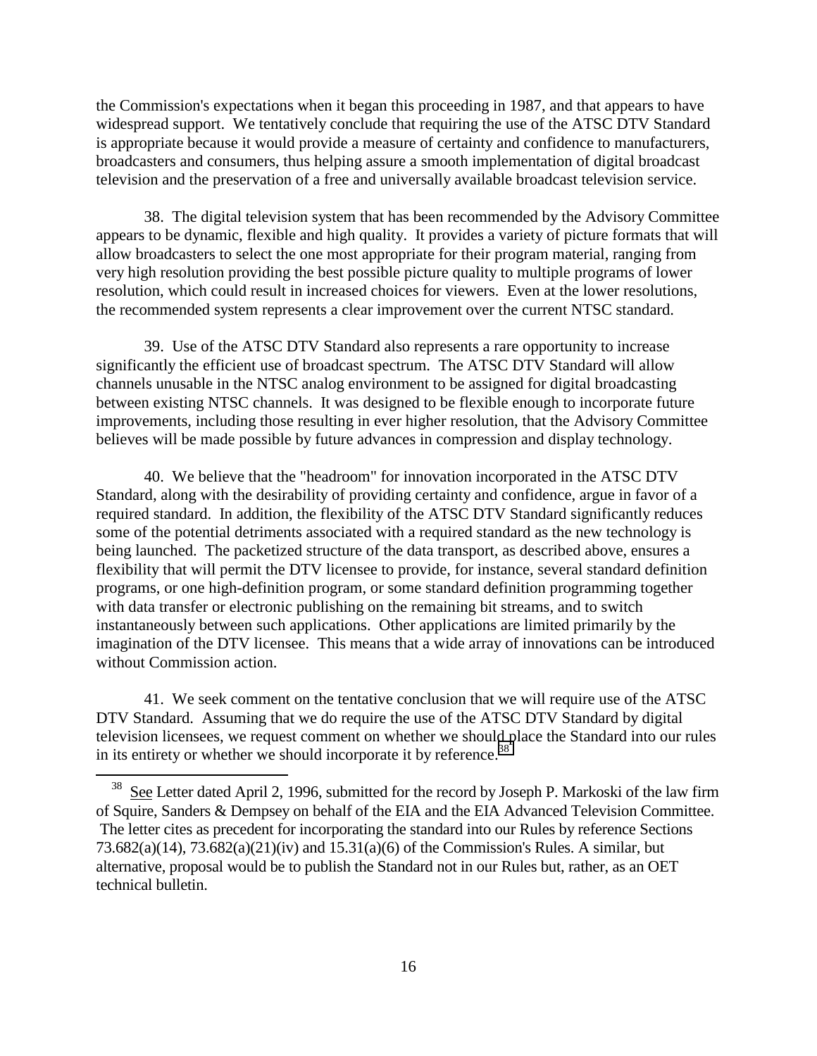the Commission's expectations when it began this proceeding in 1987, and that appears to have widespread support. We tentatively conclude that requiring the use of the ATSC DTV Standard is appropriate because it would provide a measure of certainty and confidence to manufacturers, broadcasters and consumers, thus helping assure a smooth implementation of digital broadcast television and the preservation of a free and universally available broadcast television service.

38. The digital television system that has been recommended by the Advisory Committee appears to be dynamic, flexible and high quality. It provides a variety of picture formats that will allow broadcasters to select the one most appropriate for their program material, ranging from very high resolution providing the best possible picture quality to multiple programs of lower resolution, which could result in increased choices for viewers. Even at the lower resolutions, the recommended system represents a clear improvement over the current NTSC standard.

39. Use of the ATSC DTV Standard also represents a rare opportunity to increase significantly the efficient use of broadcast spectrum. The ATSC DTV Standard will allow channels unusable in the NTSC analog environment to be assigned for digital broadcasting between existing NTSC channels. It was designed to be flexible enough to incorporate future improvements, including those resulting in ever higher resolution, that the Advisory Committee believes will be made possible by future advances in compression and display technology.

40. We believe that the "headroom" for innovation incorporated in the ATSC DTV Standard, along with the desirability of providing certainty and confidence, argue in favor of a required standard. In addition, the flexibility of the ATSC DTV Standard significantly reduces some of the potential detriments associated with a required standard as the new technology is being launched. The packetized structure of the data transport, as described above, ensures a flexibility that will permit the DTV licensee to provide, for instance, several standard definition programs, or one high-definition program, or some standard definition programming together with data transfer or electronic publishing on the remaining bit streams, and to switch instantaneously between such applications. Other applications are limited primarily by the imagination of the DTV licensee. This means that a wide array of innovations can be introduced without Commission action.

41. We seek comment on the tentative conclusion that we will require use of the ATSC DTV Standard. Assuming that we do require the use of the ATSC DTV Standard by digital television licensees, we request comment on whether we should place the Standard into our rules in its entirety or whether we should incorporate it by reference.[38]

---

[38] See Letter dated April 2, 1996, submitted for the record by Joseph P. Markoski of the law firm of Squire, Sanders & Dempsey on behalf of the EIA and the EIA Advanced Television Committee. The letter cites as precedent for incorporating the standard into our Rules by reference Sections 73.682(a)(14), 73.682(a)(21)(iv) and 15.31(a)(6) of the Commission's Rules. A similar, but alternative, proposal would be to publish the Standard not in our Rules but, rather, as an OET technical bulletin.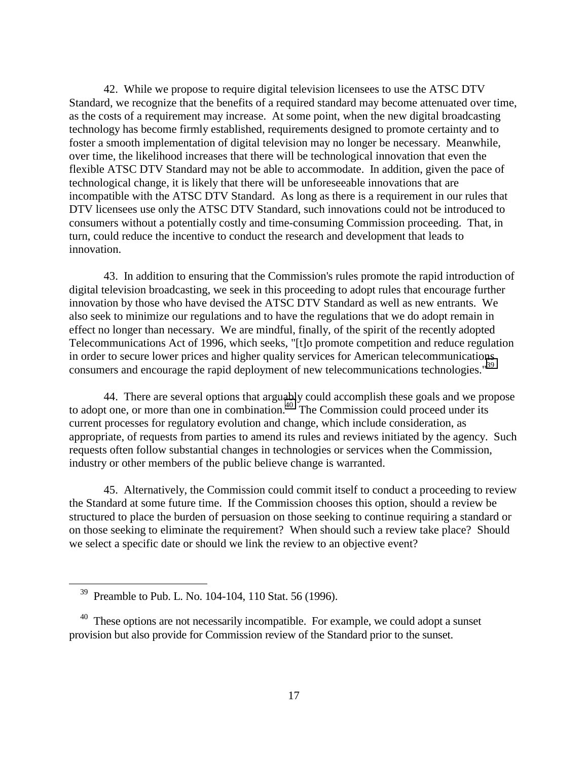42. While we propose to require digital television licensees to use the ATSC DTV Standard, we recognize that the benefits of a required standard may become attenuated over time, as the costs of a requirement may increase. At some point, when the new digital broadcasting technology has become firmly established, requirements designed to promote certainty and to foster a smooth implementation of digital television may no longer be necessary. Meanwhile, over time, the likelihood increases that there will be technological innovation that even the flexible ATSC DTV Standard may not be able to accommodate. In addition, given the pace of technological change, it is likely that there will be unforeseeable innovations that are incompatible with the ATSC DTV Standard. As long as there is a requirement in our rules that DTV licensees use only the ATSC DTV Standard, such innovations could not be introduced to consumers without a potentially costly and time-consuming Commission proceeding. That, in turn, could reduce the incentive to conduct the research and development that leads to innovation.

43. In addition to ensuring that the Commission's rules promote the rapid introduction of digital television broadcasting, we seek in this proceeding to adopt rules that encourage further innovation by those who have devised the ATSC DTV Standard as well as new entrants. We also seek to minimize our regulations and to have the regulations that we do adopt remain in effect no longer than necessary. We are mindful, finally, of the spirit of the recently adopted Telecommunications Act of 1996, which seeks, "[t]o promote competition and reduce regulation in order to secure lower prices and higher quality services for American telecommunications consumers and encourage the rapid deployment of new telecommunications technologies."[39]

44. There are several options that arguably could accomplish these goals and we propose to adopt one, or more than one in combination.[40] The Commission could proceed under its current processes for regulatory evolution and change, which include consideration, as appropriate, of requests from parties to amend its rules and reviews initiated by the agency. Such requests often follow substantial changes in technologies or services when the Commission, industry or other members of the public believe change is warranted.

45. Alternatively, the Commission could commit itself to conduct a proceeding to review the Standard at some future time. If the Commission chooses this option, should a review be structured to place the burden of persuasion on those seeking to continue requiring a standard or on those seeking to eliminate the requirement? When should such a review take place? Should we select a specific date or should we link the review to an objective event?

---

[39] Preamble to Pub. L. No. 104-104, 110 Stat. 56 (1996).

[40] These options are not necessarily incompatible. For example, we could adopt a sunset provision but also provide for Commission review of the Standard prior to the sunset.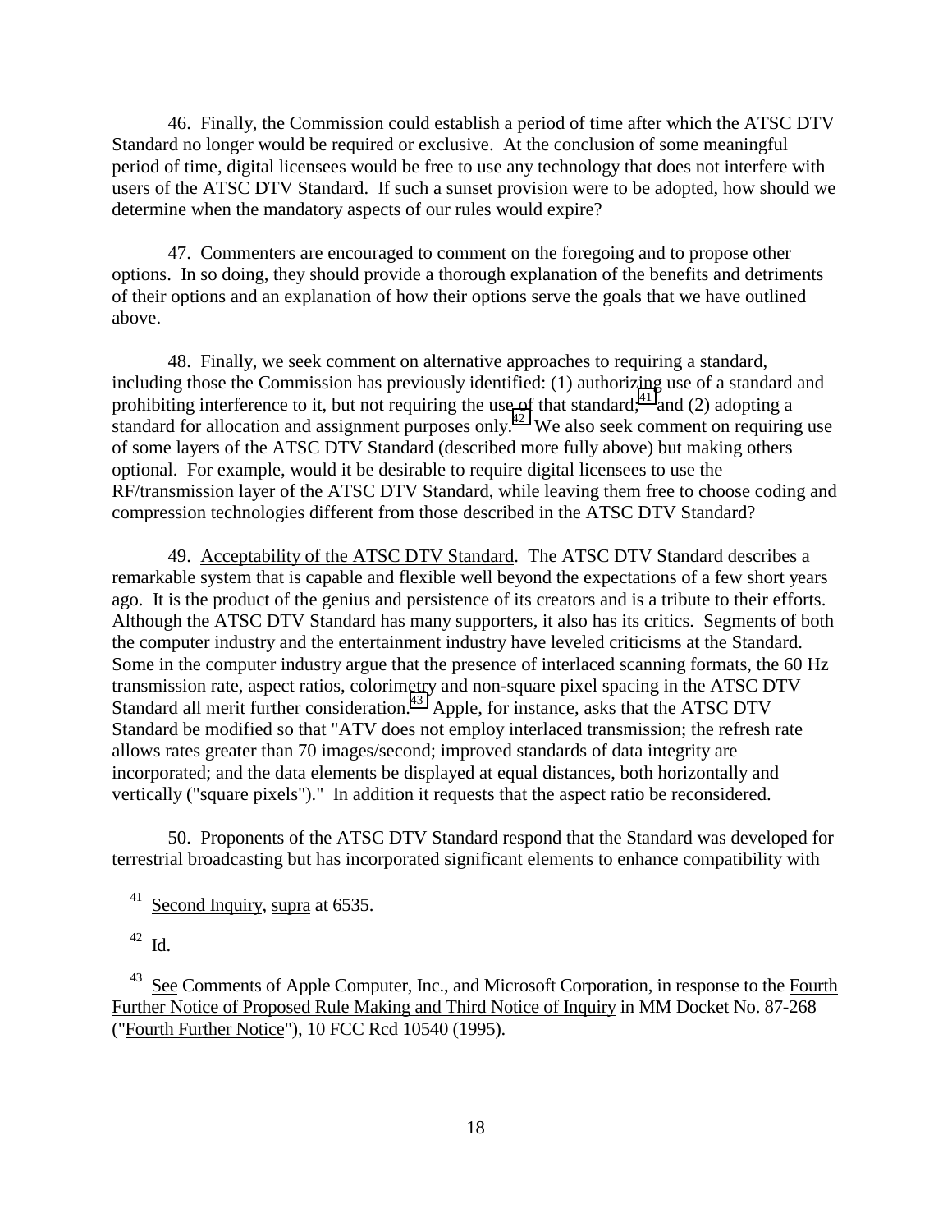46. Finally, the Commission could establish a period of time after which the ATSC DTV Standard no longer would be required or exclusive. At the conclusion of some meaningful period of time, digital licensees would be free to use any technology that does not interfere with users of the ATSC DTV Standard. If such a sunset provision were to be adopted, how should we determine when the mandatory aspects of our rules would expire?

47. Commenters are encouraged to comment on the foregoing and to propose other options. In so doing, they should provide a thorough explanation of the benefits and detriments of their options and an explanation of how their options serve the goals that we have outlined above.

48. Finally, we seek comment on alternative approaches to requiring a standard, including those the Commission has previously identified: (1) authorizing use of a standard and prohibiting interference to it, but not requiring the use of that standard;[41] and (2) adopting a standard for allocation and assignment purposes only.[42] We also seek comment on requiring use of some layers of the ATSC DTV Standard (described more fully above) but making others optional. For example, would it be desirable to require digital licensees to use the RF/transmission layer of the ATSC DTV Standard, while leaving them free to choose coding and compression technologies different from those described in the ATSC DTV Standard?

49. Acceptability of the ATSC DTV Standard. The ATSC DTV Standard describes a remarkable system that is capable and flexible well beyond the expectations of a few short years ago. It is the product of the genius and persistence of its creators and is a tribute to their efforts. Although the ATSC DTV Standard has many supporters, it also has its critics. Segments of both the computer industry and the entertainment industry have leveled criticisms at the Standard. Some in the computer industry argue that the presence of interlaced scanning formats, the 60 Hz transmission rate, aspect ratios, colorimetry and non-square pixel spacing in the ATSC DTV Standard all merit further consideration.[43] Apple, for instance, asks that the ATSC DTV Standard be modified so that "ATV does not employ interlaced transmission; the refresh rate allows rates greater than 70 images/second; improved standards of data integrity are incorporated; and the data elements be displayed at equal distances, both horizontally and vertically ("square pixels")." In addition it requests that the aspect ratio be reconsidered.

50. Proponents of the ATSC DTV Standard respond that the Standard was developed for terrestrial broadcasting but has incorporated significant elements to enhance compatibility with

---

[41] Second Inquiry, supra at 6535.

[42] Id.

[43] See Comments of Apple Computer, Inc., and Microsoft Corporation, in response to the Fourth Further Notice of Proposed Rule Making and Third Notice of Inquiry in MM Docket No. 87-268 ("Fourth Further Notice"), 10 FCC Rcd 10540 (1995).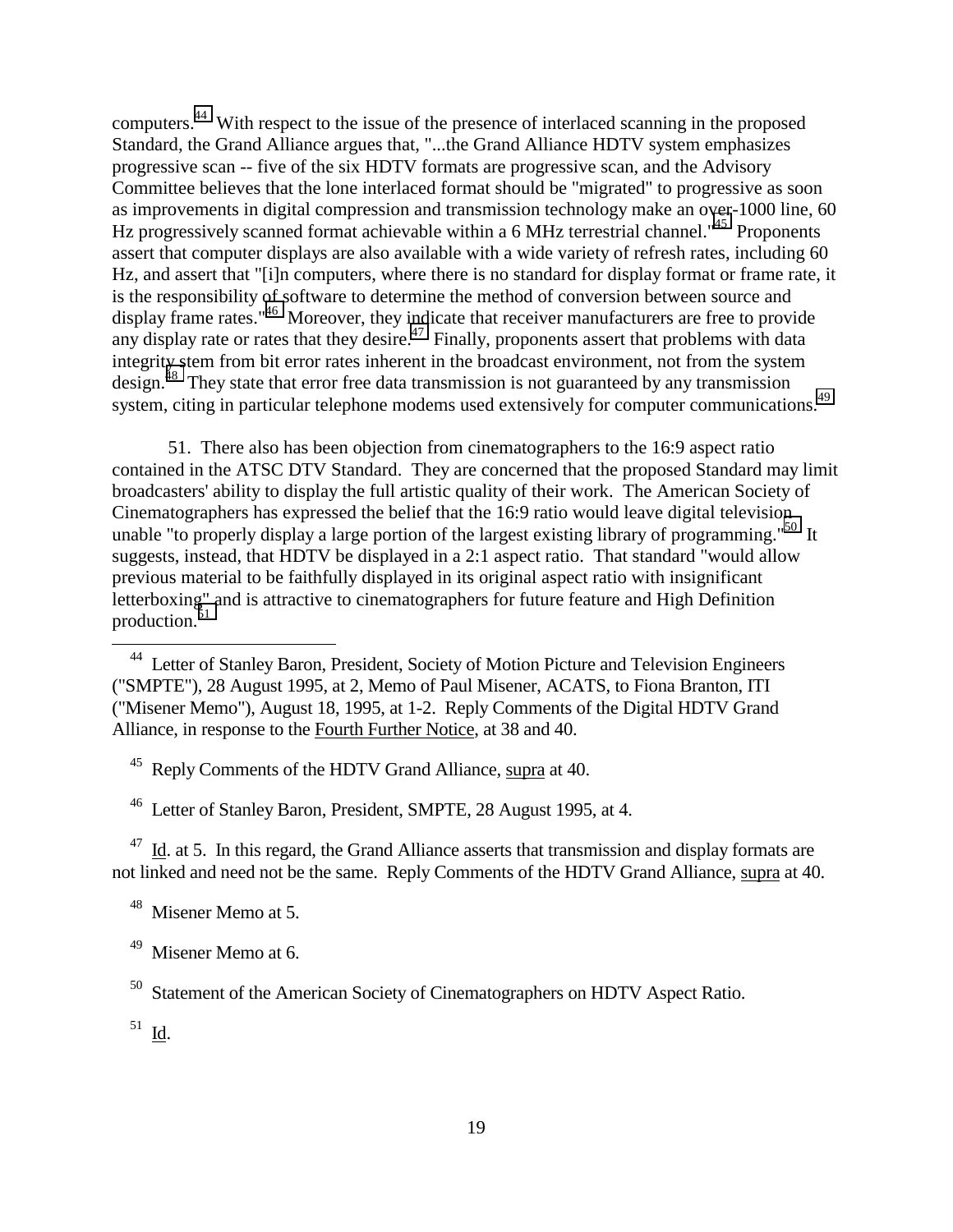computers.[44] With respect to the issue of the presence of interlaced scanning in the proposed Standard, the Grand Alliance argues that, "...the Grand Alliance HDTV system emphasizes progressive scan -- five of the six HDTV formats are progressive scan, and the Advisory Committee believes that the lone interlaced format should be "migrated" to progressive as soon as improvements in digital compression and transmission technology make an over-1000 line, 60 Hz progressively scanned format achievable within a 6 MHz terrestrial channel."[45] Proponents assert that computer displays are also available with a wide variety of refresh rates, including 60 Hz, and assert that "[i]n computers, where there is no standard for display format or frame rate, it is the responsibility of software to determine the method of conversion between source and display frame rates."[46] Moreover, they indicate that receiver manufacturers are free to provide any display rate or rates that they desire.[47] Finally, proponents assert that problems with data integrity stem from bit error rates inherent in the broadcast environment, not from the system design.[48] They state that error free data transmission is not guaranteed by any transmission system, citing in particular telephone modems used extensively for computer communications.[49]

51. There also has been objection from cinematographers to the 16:9 aspect ratio contained in the ATSC DTV Standard. They are concerned that the proposed Standard may limit broadcasters' ability to display the full artistic quality of their work. The American Society of Cinematographers has expressed the belief that the 16:9 ratio would leave digital television unable "to properly display a large portion of the largest existing library of programming."[50] It suggests, instead, that HDTV be displayed in a 2:1 aspect ratio. That standard "would allow previous material to be faithfully displayed in its original aspect ratio with insignificant letterboxing" and is attractive to cinematographers for future feature and High Definition production.[51]

---

[44] Letter of Stanley Baron, President, Society of Motion Picture and Television Engineers ("SMPTE"), 28 August 1995, at 2, Memo of Paul Misener, ACATS, to Fiona Branton, ITI ("Misener Memo"), August 18, 1995, at 1-2. Reply Comments of the Digital HDTV Grand Alliance, in response to the Fourth Further Notice, at 38 and 40.

[45] Reply Comments of the HDTV Grand Alliance, supra at 40.

[46] Letter of Stanley Baron, President, SMPTE, 28 August 1995, at 4.

[47] Id. at 5. In this regard, the Grand Alliance asserts that transmission and display formats are not linked and need not be the same. Reply Comments of the HDTV Grand Alliance, supra at 40.

[48] Misener Memo at 5.

[49] Misener Memo at 6.

[50] Statement of the American Society of Cinematographers on HDTV Aspect Ratio.

[51] Id.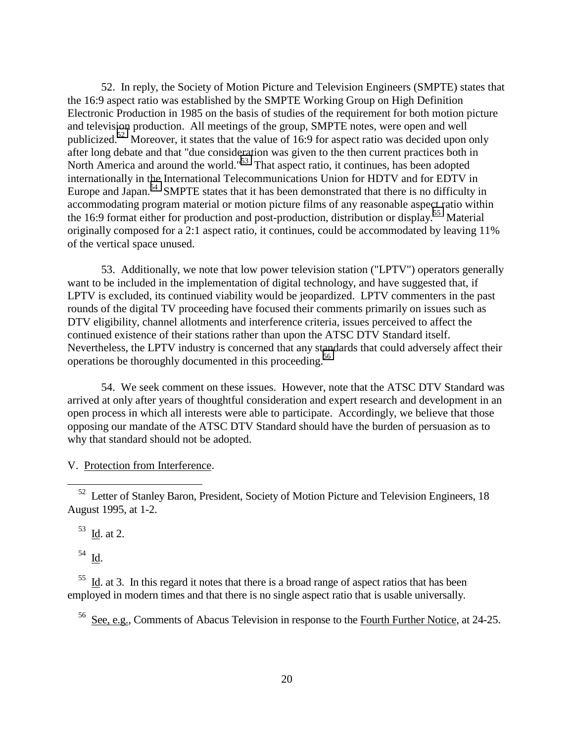52. In reply, the Society of Motion Picture and Television Engineers (SMPTE) states that the 16:9 aspect ratio was established by the SMPTE Working Group on High Definition Electronic Production in 1985 on the basis of studies of the requirement for both motion picture and television production. All meetings of the group, SMPTE notes, were open and well publicized.[52] Moreover, it states that the value of 16:9 for aspect ratio was decided upon only after long debate and that "due consideration was given to the then current practices both in North America and around the world."[53] That aspect ratio, it continues, has been adopted internationally in the International Telecommunications Union for HDTV and for EDTV in Europe and Japan.[54] SMPTE states that it has been demonstrated that there is no difficulty in accommodating program material or motion picture films of any reasonable aspect ratio within the 16:9 format either for production and post-production, distribution or display.[55] Material originally composed for a 2:1 aspect ratio, it continues, could be accommodated by leaving 11% of the vertical space unused.

53. Additionally, we note that low power television station ("LPTV") operators generally want to be included in the implementation of digital technology, and have suggested that, if LPTV is excluded, its continued viability would be jeopardized. LPTV commenters in the past rounds of the digital TV proceeding have focused their comments primarily on issues such as DTV eligibility, channel allotments and interference criteria, issues perceived to affect the continued existence of their stations rather than upon the ATSC DTV Standard itself. Nevertheless, the LPTV industry is concerned that any standards that could adversely affect their operations be thoroughly documented in this proceeding.[56]

54. We seek comment on these issues. However, note that the ATSC DTV Standard was arrived at only after years of thoughtful consideration and expert research and development in an open process in which all interests were able to participate. Accordingly, we believe that those opposing our mandate of the ATSC DTV Standard should have the burden of persuasion as to why that standard should not be adopted.

V. Protection from Interference.

---

[52] Letter of Stanley Baron, President, Society of Motion Picture and Television Engineers, 18 August 1995, at 1-2.

[53] Id. at 2.

[54] Id.

[55] Id. at 3. In this regard it notes that there is a broad range of aspect ratios that has been employed in modern times and that there is no single aspect ratio that is usable universally.

[56] See, e.g., Comments of Abacus Television in response to the Fourth Further Notice, at 24-25.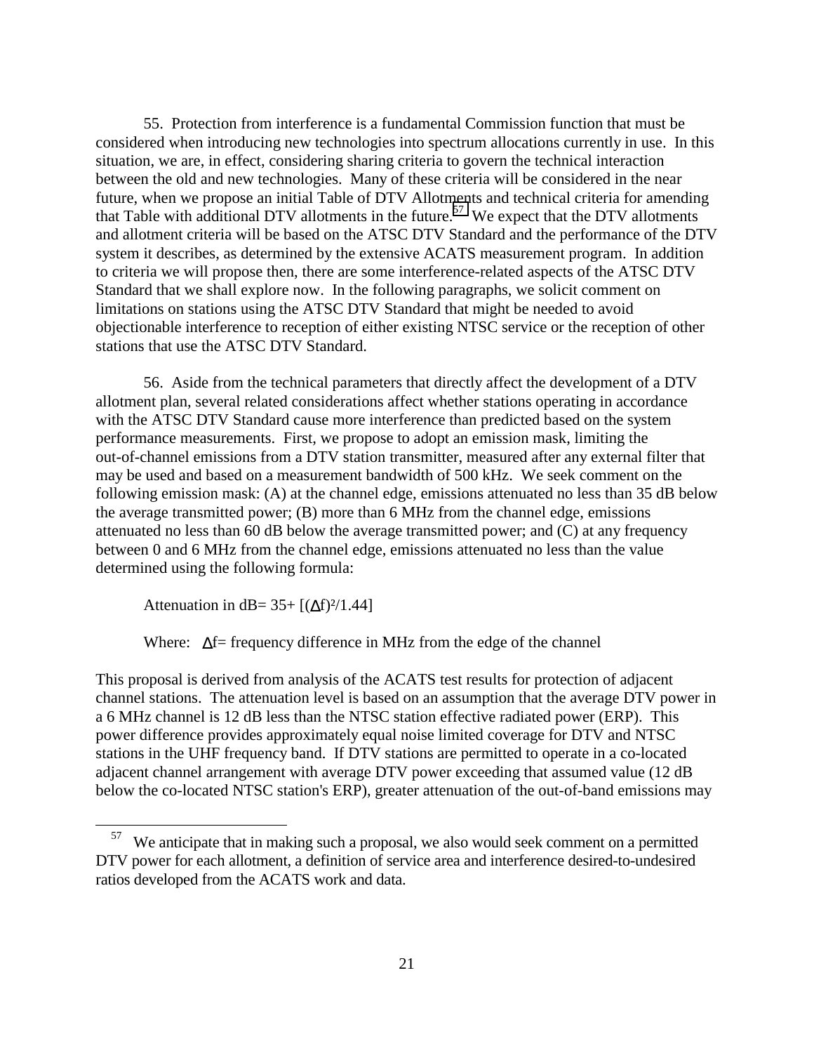55. Protection from interference is a fundamental Commission function that must be considered when introducing new technologies into spectrum allocations currently in use. In this situation, we are, in effect, considering sharing criteria to govern the technical interaction between the old and new technologies. Many of these criteria will be considered in the near future, when we propose an initial Table of DTV Allotments and technical criteria for amending that Table with additional DTV allotments in the future.[57] We expect that the DTV allotments and allotment criteria will be based on the ATSC DTV Standard and the performance of the DTV system it describes, as determined by the extensive ACATS measurement program. In addition to criteria we will propose then, there are some interference-related aspects of the ATSC DTV Standard that we shall explore now. In the following paragraphs, we solicit comment on limitations on stations using the ATSC DTV Standard that might be needed to avoid objectionable interference to reception of either existing NTSC service or the reception of other stations that use the ATSC DTV Standard.

56. Aside from the technical parameters that directly affect the development of a DTV allotment plan, several related considerations affect whether stations operating in accordance with the ATSC DTV Standard cause more interference than predicted based on the system performance measurements. First, we propose to adopt an emission mask, limiting the out-of-channel emissions from a DTV station transmitter, measured after any external filter that may be used and based on a measurement bandwidth of 500 kHz. We seek comment on the following emission mask: (A) at the channel edge, emissions attenuated no less than 35 dB below the average transmitted power; (B) more than 6 MHz from the channel edge, emissions attenuated no less than 60 dB below the average transmitted power; and (C) at any frequency between 0 and 6 MHz from the channel edge, emissions attenuated no less than the value determined using the following formula:

Attenuation in dB= $35+ [(\Delta f)^2/1.44]$

Where: $\Delta f$= frequency difference in MHz from the edge of the channel

This proposal is derived from analysis of the ACATS test results for protection of adjacent channel stations. The attenuation level is based on an assumption that the average DTV power in a 6 MHz channel is 12 dB less than the NTSC station effective radiated power (ERP). This power difference provides approximately equal noise limited coverage for DTV and NTSC stations in the UHF frequency band. If DTV stations are permitted to operate in a co-located adjacent channel arrangement with average DTV power exceeding that assumed value (12 dB below the co-located NTSC station's ERP), greater attenuation of the out-of-band emissions may

[57] We anticipate that in making such a proposal, we also would seek comment on a permitted DTV power for each allotment, a definition of service area and interference desired-to-undesired ratios developed from the ACATS work and data.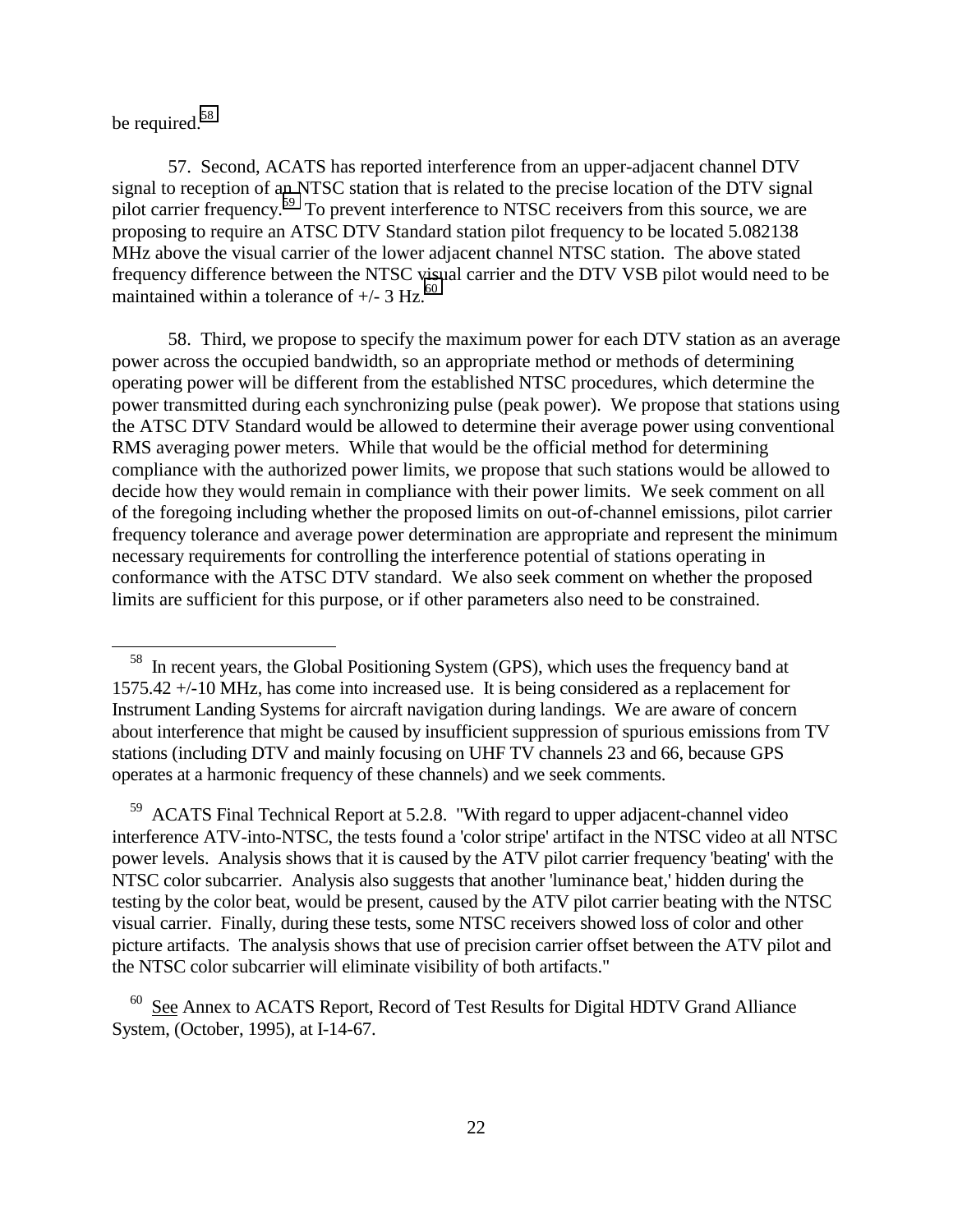be required.[58]

57. Second, ACATS has reported interference from an upper-adjacent channel DTV signal to reception of an NTSC station that is related to the precise location of the DTV signal pilot carrier frequency.[59] To prevent interference to NTSC receivers from this source, we are proposing to require an ATSC DTV Standard station pilot frequency to be located 5.082138 MHz above the visual carrier of the lower adjacent channel NTSC station. The above stated frequency difference between the NTSC visual carrier and the DTV VSB pilot would need to be maintained within a tolerance of +/- 3 Hz.[60]

58. Third, we propose to specify the maximum power for each DTV station as an average power across the occupied bandwidth, so an appropriate method or methods of determining operating power will be different from the established NTSC procedures, which determine the power transmitted during each synchronizing pulse (peak power). We propose that stations using the ATSC DTV Standard would be allowed to determine their average power using conventional RMS averaging power meters. While that would be the official method for determining compliance with the authorized power limits, we propose that such stations would be allowed to decide how they would remain in compliance with their power limits. We seek comment on all of the foregoing including whether the proposed limits on out-of-channel emissions, pilot carrier frequency tolerance and average power determination are appropriate and represent the minimum necessary requirements for controlling the interference potential of stations operating in conformance with the ATSC DTV standard. We also seek comment on whether the proposed limits are sufficient for this purpose, or if other parameters also need to be constrained.

---

[58] In recent years, the Global Positioning System (GPS), which uses the frequency band at 1575.42 +/-10 MHz, has come into increased use. It is being considered as a replacement for Instrument Landing Systems for aircraft navigation during landings. We are aware of concern about interference that might be caused by insufficient suppression of spurious emissions from TV stations (including DTV and mainly focusing on UHF TV channels 23 and 66, because GPS operates at a harmonic frequency of these channels) and we seek comments.

[59] ACATS Final Technical Report at 5.2.8. "With regard to upper adjacent-channel video interference ATV-into-NTSC, the tests found a 'color stripe' artifact in the NTSC video at all NTSC power levels. Analysis shows that it is caused by the ATV pilot carrier frequency 'beating' with the NTSC color subcarrier. Analysis also suggests that another 'luminance beat,' hidden during the testing by the color beat, would be present, caused by the ATV pilot carrier beating with the NTSC visual carrier. Finally, during these tests, some NTSC receivers showed loss of color and other picture artifacts. The analysis shows that use of precision carrier offset between the ATV pilot and the NTSC color subcarrier will eliminate visibility of both artifacts."

[60] See Annex to ACATS Report, Record of Test Results for Digital HDTV Grand Alliance System, (October, 1995), at I-14-67.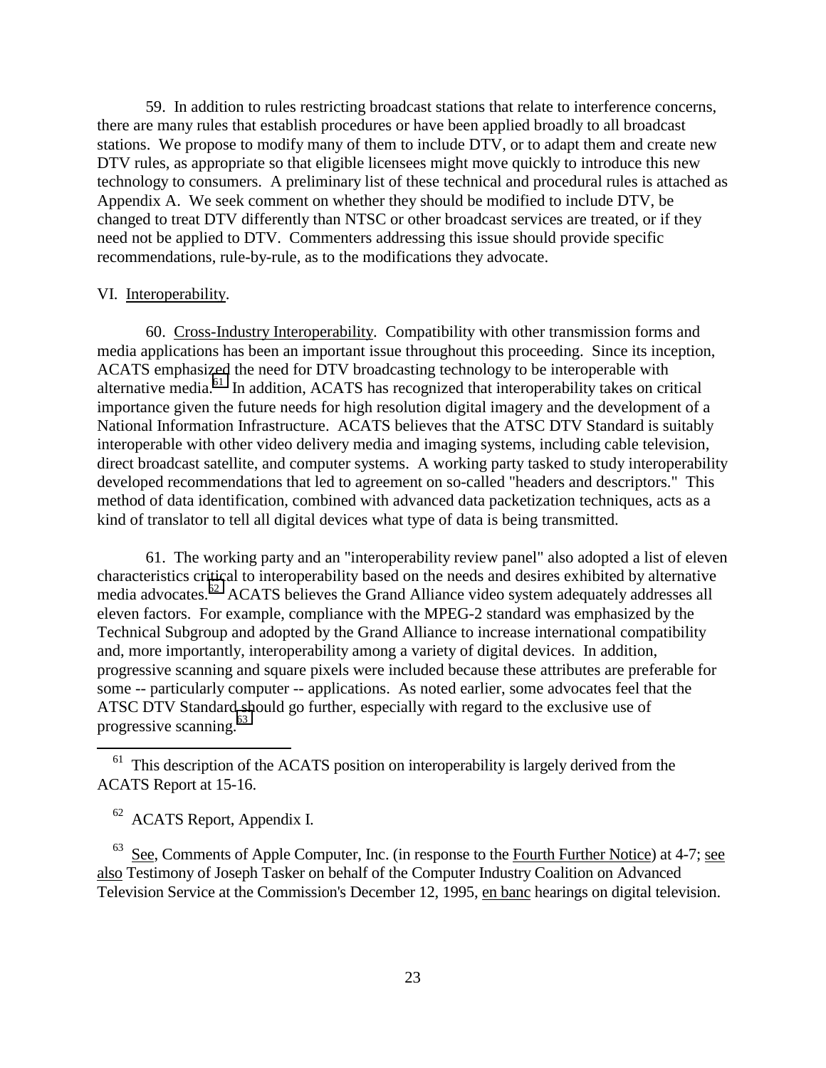59. In addition to rules restricting broadcast stations that relate to interference concerns, there are many rules that establish procedures or have been applied broadly to all broadcast stations. We propose to modify many of them to include DTV, or to adapt them and create new DTV rules, as appropriate so that eligible licensees might move quickly to introduce this new technology to consumers. A preliminary list of these technical and procedural rules is attached as Appendix A. We seek comment on whether they should be modified to include DTV, be changed to treat DTV differently than NTSC or other broadcast services are treated, or if they need not be applied to DTV. Commenters addressing this issue should provide specific recommendations, rule-by-rule, as to the modifications they advocate.

VI. Interoperability.

60. Cross-Industry Interoperability. Compatibility with other transmission forms and media applications has been an important issue throughout this proceeding. Since its inception, ACATS emphasized the need for DTV broadcasting technology to be interoperable with alternative media.[61] In addition, ACATS has recognized that interoperability takes on critical importance given the future needs for high resolution digital imagery and the development of a National Information Infrastructure. ACATS believes that the ATSC DTV Standard is suitably interoperable with other video delivery media and imaging systems, including cable television, direct broadcast satellite, and computer systems. A working party tasked to study interoperability developed recommendations that led to agreement on so-called "headers and descriptors." This method of data identification, combined with advanced data packetization techniques, acts as a kind of translator to tell all digital devices what type of data is being transmitted.

61. The working party and an "interoperability review panel" also adopted a list of eleven characteristics critical to interoperability based on the needs and desires exhibited by alternative media advocates.[62] ACATS believes the Grand Alliance video system adequately addresses all eleven factors. For example, compliance with the MPEG-2 standard was emphasized by the Technical Subgroup and adopted by the Grand Alliance to increase international compatibility and, more importantly, interoperability among a variety of digital devices. In addition, progressive scanning and square pixels were included because these attributes are preferable for some -- particularly computer -- applications. As noted earlier, some advocates feel that the ATSC DTV Standard should go further, especially with regard to the exclusive use of progressive scanning.[63]

---

[61] This description of the ACATS position on interoperability is largely derived from the ACATS Report at 15-16.

[62] ACATS Report, Appendix I.

[63] See, Comments of Apple Computer, Inc. (in response to the Fourth Further Notice) at 4-7; see also Testimony of Joseph Tasker on behalf of the Computer Industry Coalition on Advanced Television Service at the Commission's December 12, 1995, en banc hearings on digital television.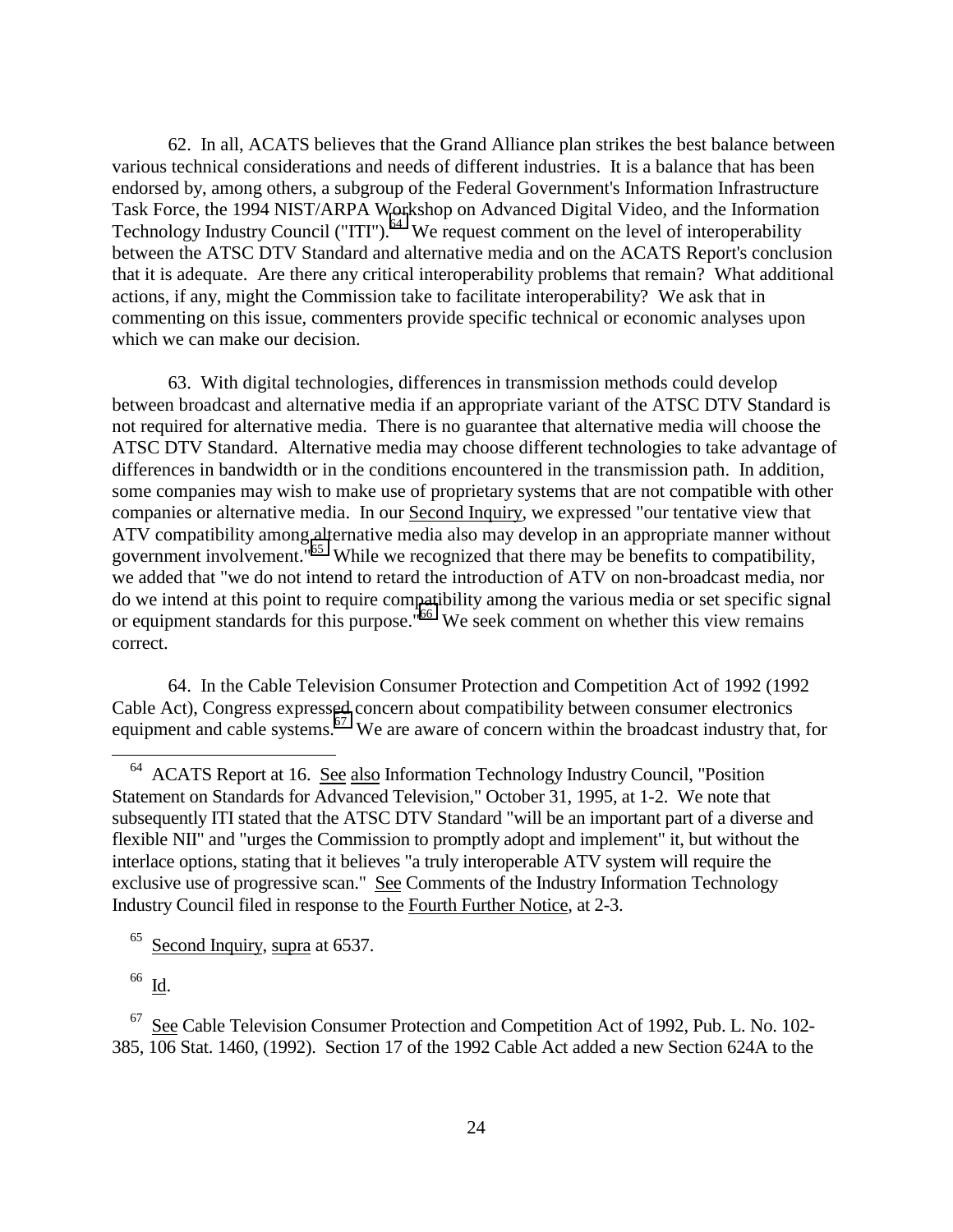62. In all, ACATS believes that the Grand Alliance plan strikes the best balance between various technical considerations and needs of different industries. It is a balance that has been endorsed by, among others, a subgroup of the Federal Government's Information Infrastructure Task Force, the 1994 NIST/ARPA Workshop on Advanced Digital Video, and the Information Technology Industry Council ("ITI").[64] We request comment on the level of interoperability between the ATSC DTV Standard and alternative media and on the ACATS Report's conclusion that it is adequate. Are there any critical interoperability problems that remain? What additional actions, if any, might the Commission take to facilitate interoperability? We ask that in commenting on this issue, commenters provide specific technical or economic analyses upon which we can make our decision.

63. With digital technologies, differences in transmission methods could develop between broadcast and alternative media if an appropriate variant of the ATSC DTV Standard is not required for alternative media. There is no guarantee that alternative media will choose the ATSC DTV Standard. Alternative media may choose different technologies to take advantage of differences in bandwidth or in the conditions encountered in the transmission path. In addition, some companies may wish to make use of proprietary systems that are not compatible with other companies or alternative media. In our Second Inquiry, we expressed "our tentative view that ATV compatibility among alternative media also may develop in an appropriate manner without government involvement."[65] While we recognized that there may be benefits to compatibility, we added that "we do not intend to retard the introduction of ATV on non-broadcast media, nor do we intend at this point to require compatibility among the various media or set specific signal or equipment standards for this purpose."[66] We seek comment on whether this view remains correct.

64. In the Cable Television Consumer Protection and Competition Act of 1992 (1992 Cable Act), Congress expressed concern about compatibility between consumer electronics equipment and cable systems.[67] We are aware of concern within the broadcast industry that, for

---

[64] ACATS Report at 16. See also Information Technology Industry Council, "Position Statement on Standards for Advanced Television," October 31, 1995, at 1-2. We note that subsequently ITI stated that the ATSC DTV Standard "will be an important part of a diverse and flexible NII" and "urges the Commission to promptly adopt and implement" it, but without the interlace options, stating that it believes "a truly interoperable ATV system will require the exclusive use of progressive scan." See Comments of the Industry Information Technology Industry Council filed in response to the Fourth Further Notice, at 2-3.

[65] Second Inquiry, supra at 6537.

[66] Id.

[67] See Cable Television Consumer Protection and Competition Act of 1992, Pub. L. No. 102-385, 106 Stat. 1460, (1992). Section 17 of the 1992 Cable Act added a new Section 624A to the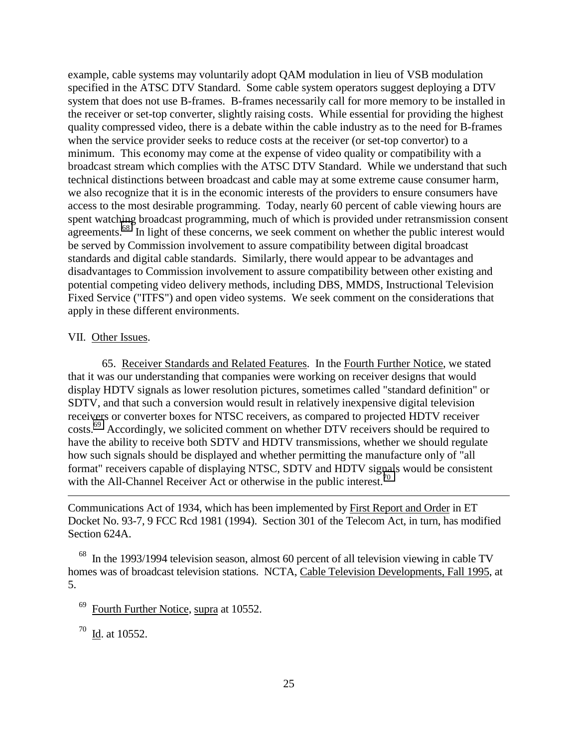example, cable systems may voluntarily adopt QAM modulation in lieu of VSB modulation specified in the ATSC DTV Standard. Some cable system operators suggest deploying a DTV system that does not use B-frames. B-frames necessarily call for more memory to be installed in the receiver or set-top converter, slightly raising costs. While essential for providing the highest quality compressed video, there is a debate within the cable industry as to the need for B-frames when the service provider seeks to reduce costs at the receiver (or set-top convertor) to a minimum. This economy may come at the expense of video quality or compatibility with a broadcast stream which complies with the ATSC DTV Standard. While we understand that such technical distinctions between broadcast and cable may at some extreme cause consumer harm, we also recognize that it is in the economic interests of the providers to ensure consumers have access to the most desirable programming. Today, nearly 60 percent of cable viewing hours are spent watching broadcast programming, much of which is provided under retransmission consent agreements.[68] In light of these concerns, we seek comment on whether the public interest would be served by Commission involvement to assure compatibility between digital broadcast standards and digital cable standards. Similarly, there would appear to be advantages and disadvantages to Commission involvement to assure compatibility between other existing and potential competing video delivery methods, including DBS, MMDS, Instructional Television Fixed Service ("ITFS") and open video systems. We seek comment on the considerations that apply in these different environments.

VII. Other Issues.

65. Receiver Standards and Related Features. In the Fourth Further Notice, we stated that it was our understanding that companies were working on receiver designs that would display HDTV signals as lower resolution pictures, sometimes called "standard definition" or SDTV, and that such a conversion would result in relatively inexpensive digital television receivers or converter boxes for NTSC receivers, as compared to projected HDTV receiver costs.[69] Accordingly, we solicited comment on whether DTV receivers should be required to have the ability to receive both SDTV and HDTV transmissions, whether we should regulate how such signals should be displayed and whether permitting the manufacture only of "all format" receivers capable of displaying NTSC, SDTV and HDTV signals would be consistent with the All-Channel Receiver Act or otherwise in the public interest.[70]

---

Communications Act of 1934, which has been implemented by First Report and Order in ET Docket No. 93-7, 9 FCC Rcd 1981 (1994). Section 301 of the Telecom Act, in turn, has modified Section 624A.

[68] In the 1993/1994 television season, almost 60 percent of all television viewing in cable TV homes was of broadcast television stations. NCTA, Cable Television Developments, Fall 1995, at 5.

[69] Fourth Further Notice, supra at 10552.

[70] Id. at 10552.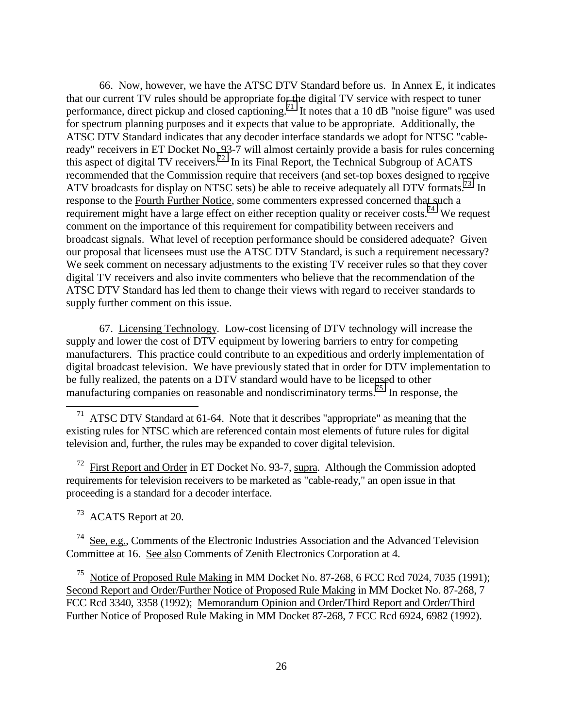66. Now, however, we have the ATSC DTV Standard before us. In Annex E, it indicates that our current TV rules should be appropriate for the digital TV service with respect to tuner performance, direct pickup and closed captioning.[71] It notes that a 10 dB "noise figure" was used for spectrum planning purposes and it expects that value to be appropriate. Additionally, the ATSC DTV Standard indicates that any decoder interface standards we adopt for NTSC "cable-ready" receivers in ET Docket No. 93-7 will almost certainly provide a basis for rules concerning this aspect of digital TV receivers.[72] In its Final Report, the Technical Subgroup of ACATS recommended that the Commission require that receivers (and set-top boxes designed to receive ATV broadcasts for display on NTSC sets) be able to receive adequately all DTV formats.[73] In response to the Fourth Further Notice, some commenters expressed concerned that such a requirement might have a large effect on either reception quality or receiver costs.[74] We request comment on the importance of this requirement for compatibility between receivers and broadcast signals. What level of reception performance should be considered adequate? Given our proposal that licensees must use the ATSC DTV Standard, is such a requirement necessary? We seek comment on necessary adjustments to the existing TV receiver rules so that they cover digital TV receivers and also invite commenters who believe that the recommendation of the ATSC DTV Standard has led them to change their views with regard to receiver standards to supply further comment on this issue.

67. Licensing Technology. Low-cost licensing of DTV technology will increase the supply and lower the cost of DTV equipment by lowering barriers to entry for competing manufacturers. This practice could contribute to an expeditious and orderly implementation of digital broadcast television. We have previously stated that in order for DTV implementation to be fully realized, the patents on a DTV standard would have to be licensed to other manufacturing companies on reasonable and nondiscriminatory terms.[75] In response, the

---

[71] ATSC DTV Standard at 61-64. Note that it describes "appropriate" as meaning that the existing rules for NTSC which are referenced contain most elements of future rules for digital television and, further, the rules may be expanded to cover digital television.

[72] First Report and Order in ET Docket No. 93-7, supra. Although the Commission adopted requirements for television receivers to be marketed as "cable-ready," an open issue in that proceeding is a standard for a decoder interface.

[73] ACATS Report at 20.

[74] See, e.g., Comments of the Electronic Industries Association and the Advanced Television Committee at 16. See also Comments of Zenith Electronics Corporation at 4.

[75] Notice of Proposed Rule Making in MM Docket No. 87-268, 6 FCC Rcd 7024, 7035 (1991); Second Report and Order/Further Notice of Proposed Rule Making in MM Docket No. 87-268, 7 FCC Rcd 3340, 3358 (1992); Memorandum Opinion and Order/Third Report and Order/Third Further Notice of Proposed Rule Making in MM Docket 87-268, 7 FCC Rcd 6924, 6982 (1992).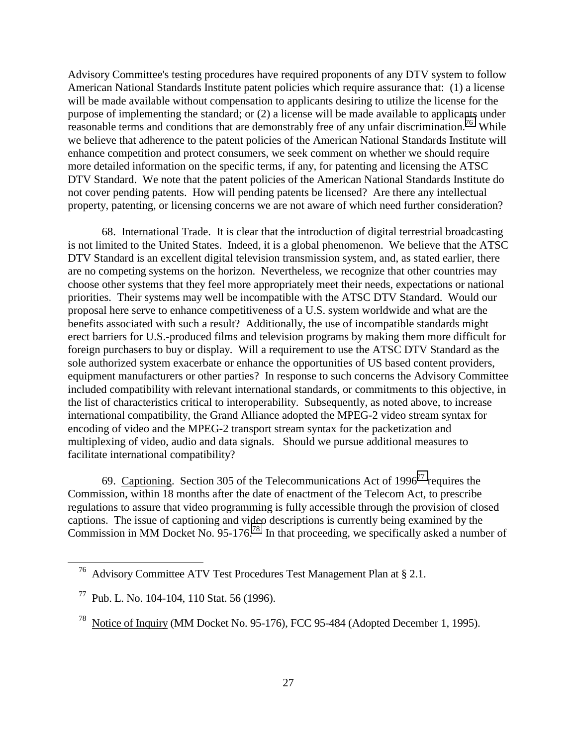Advisory Committee's testing procedures have required proponents of any DTV system to follow American National Standards Institute patent policies which require assurance that: (1) a license will be made available without compensation to applicants desiring to utilize the license for the purpose of implementing the standard; or (2) a license will be made available to applicants under reasonable terms and conditions that are demonstrably free of any unfair discrimination.[76] While we believe that adherence to the patent policies of the American National Standards Institute will enhance competition and protect consumers, we seek comment on whether we should require more detailed information on the specific terms, if any, for patenting and licensing the ATSC DTV Standard. We note that the patent policies of the American National Standards Institute do not cover pending patents. How will pending patents be licensed? Are there any intellectual property, patenting, or licensing concerns we are not aware of which need further consideration?

68. International Trade. It is clear that the introduction of digital terrestrial broadcasting is not limited to the United States. Indeed, it is a global phenomenon. We believe that the ATSC DTV Standard is an excellent digital television transmission system, and, as stated earlier, there are no competing systems on the horizon. Nevertheless, we recognize that other countries may choose other systems that they feel more appropriately meet their needs, expectations or national priorities. Their systems may well be incompatible with the ATSC DTV Standard. Would our proposal here serve to enhance competitiveness of a U.S. system worldwide and what are the benefits associated with such a result? Additionally, the use of incompatible standards might erect barriers for U.S.-produced films and television programs by making them more difficult for foreign purchasers to buy or display. Will a requirement to use the ATSC DTV Standard as the sole authorized system exacerbate or enhance the opportunities of US based content providers, equipment manufacturers or other parties? In response to such concerns the Advisory Committee included compatibility with relevant international standards, or commitments to this objective, in the list of characteristics critical to interoperability. Subsequently, as noted above, to increase international compatibility, the Grand Alliance adopted the MPEG-2 video stream syntax for encoding of video and the MPEG-2 transport stream syntax for the packetization and multiplexing of video, audio and data signals. Should we pursue additional measures to facilitate international compatibility?

69. Captioning. Section 305 of the Telecommunications Act of 1996[77] requires the Commission, within 18 months after the date of enactment of the Telecom Act, to prescribe regulations to assure that video programming is fully accessible through the provision of closed captions. The issue of captioning and video descriptions is currently being examined by the Commission in MM Docket No. 95-176.[78] In that proceeding, we specifically asked a number of

---

[76] Advisory Committee ATV Test Procedures Test Management Plan at § 2.1.

[77] Pub. L. No. 104-104, 110 Stat. 56 (1996).

[78] Notice of Inquiry (MM Docket No. 95-176), FCC 95-484 (Adopted December 1, 1995).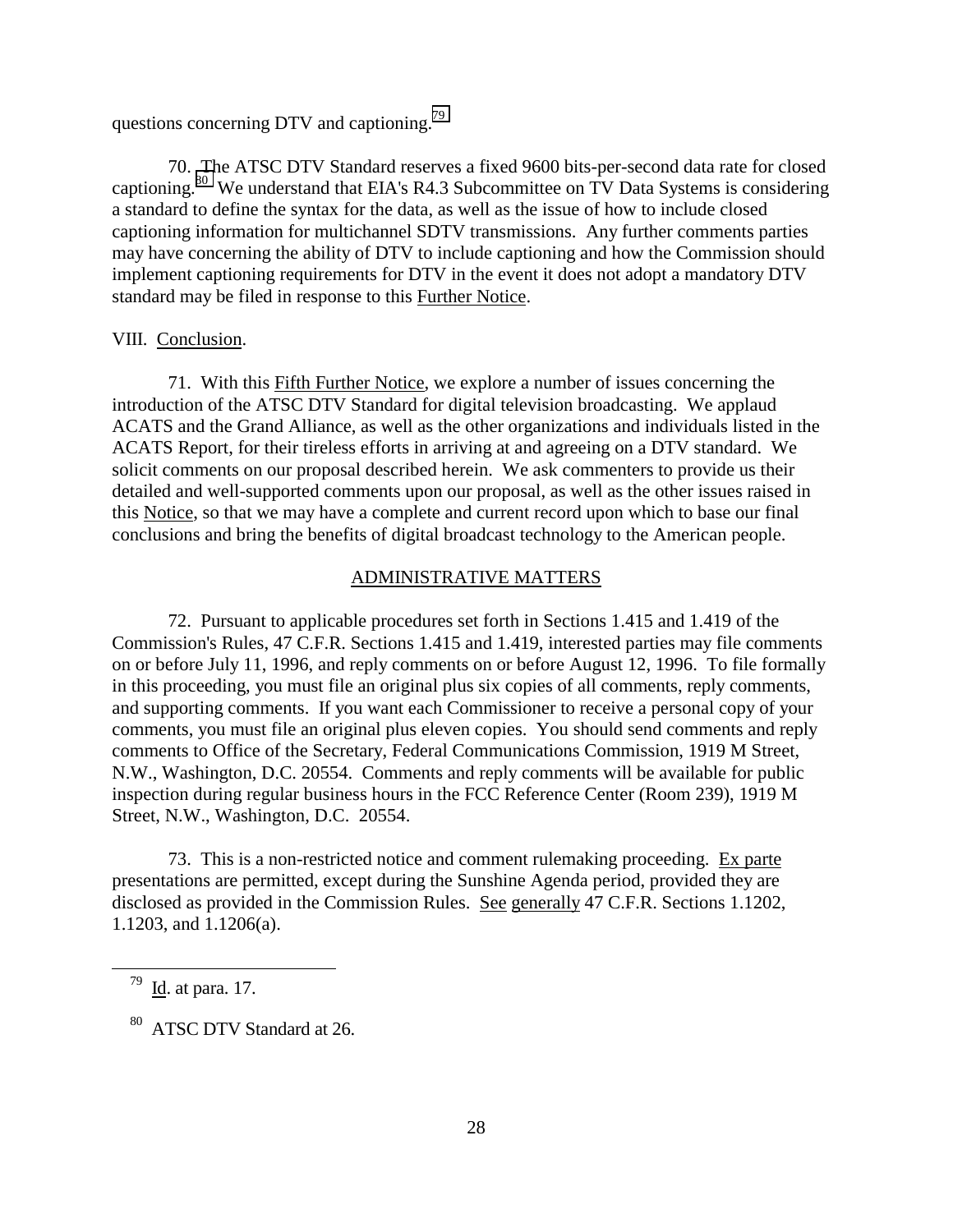questions concerning DTV and captioning.[79]

70. The ATSC DTV Standard reserves a fixed 9600 bits-per-second data rate for closed captioning.[80] We understand that EIA's R4.3 Subcommittee on TV Data Systems is considering a standard to define the syntax for the data, as well as the issue of how to include closed captioning information for multichannel SDTV transmissions. Any further comments parties may have concerning the ability of DTV to include captioning and how the Commission should implement captioning requirements for DTV in the event it does not adopt a mandatory DTV standard may be filed in response to this Further Notice.

VIII. Conclusion.

71. With this Fifth Further Notice, we explore a number of issues concerning the introduction of the ATSC DTV Standard for digital television broadcasting. We applaud ACATS and the Grand Alliance, as well as the other organizations and individuals listed in the ACATS Report, for their tireless efforts in arriving at and agreeing on a DTV standard. We solicit comments on our proposal described herein. We ask commenters to provide us their detailed and well-supported comments upon our proposal, as well as the other issues raised in this Notice, so that we may have a complete and current record upon which to base our final conclusions and bring the benefits of digital broadcast technology to the American people.

## ADMINISTRATIVE MATTERS

72. Pursuant to applicable procedures set forth in Sections 1.415 and 1.419 of the Commission's Rules, 47 C.F.R. Sections 1.415 and 1.419, interested parties may file comments on or before July 11, 1996, and reply comments on or before August 12, 1996. To file formally in this proceeding, you must file an original plus six copies of all comments, reply comments, and supporting comments. If you want each Commissioner to receive a personal copy of your comments, you must file an original plus eleven copies. You should send comments and reply comments to Office of the Secretary, Federal Communications Commission, 1919 M Street, N.W., Washington, D.C. 20554. Comments and reply comments will be available for public inspection during regular business hours in the FCC Reference Center (Room 239), 1919 M Street, N.W., Washington, D.C. 20554.

73. This is a non-restricted notice and comment rulemaking proceeding. Ex parte presentations are permitted, except during the Sunshine Agenda period, provided they are disclosed as provided in the Commission Rules. See generally 47 C.F.R. Sections 1.1202, 1.1203, and 1.1206(a).

---

[79] Id. at para. 17.

[80] ATSC DTV Standard at 26.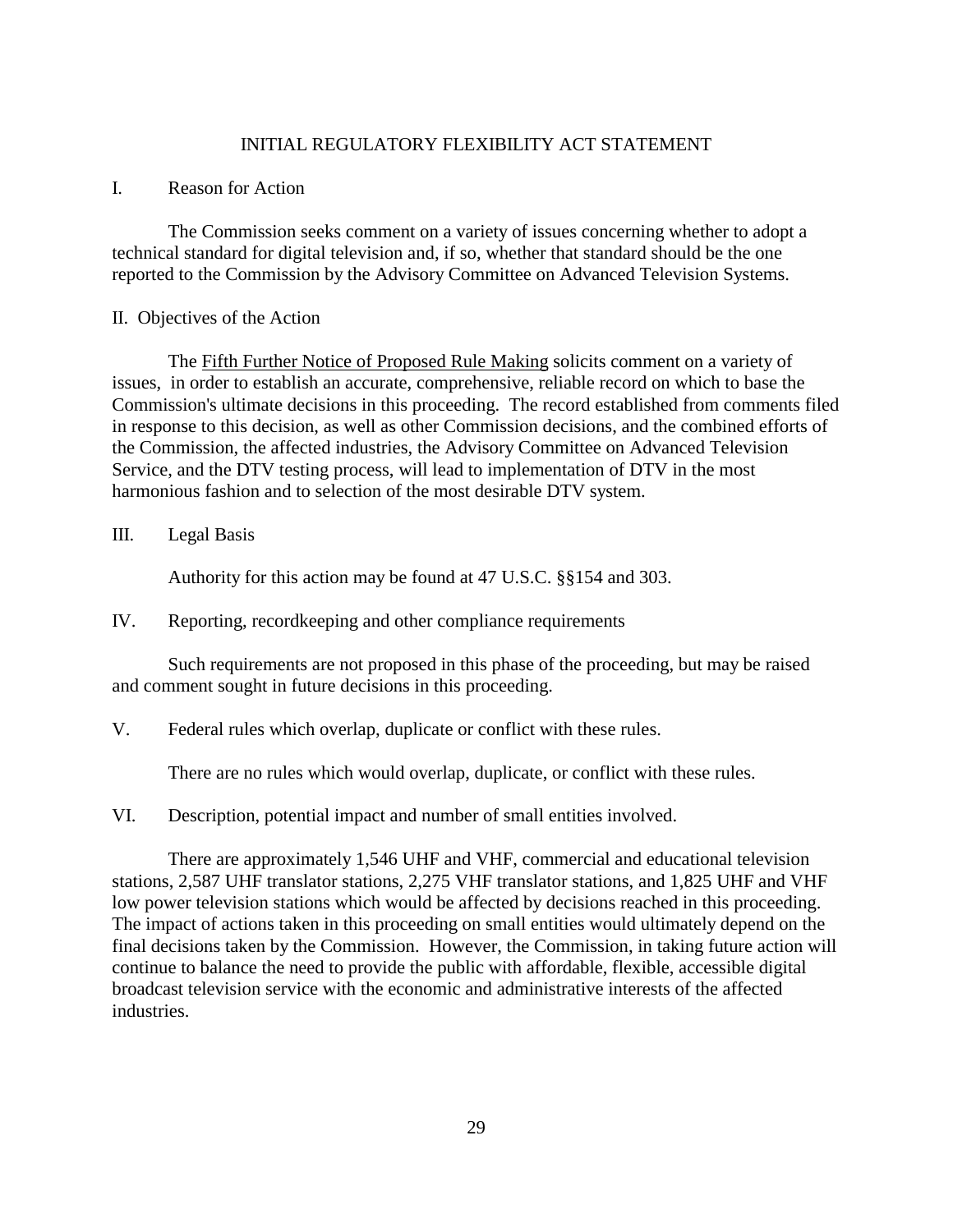# INITIAL REGULATORY FLEXIBILITY ACT STATEMENT

## I. Reason for Action

The Commission seeks comment on a variety of issues concerning whether to adopt a technical standard for digital television and, if so, whether that standard should be the one reported to the Commission by the Advisory Committee on Advanced Television Systems.

## II. Objectives of the Action

The Fifth Further Notice of Proposed Rule Making solicits comment on a variety of issues, in order to establish an accurate, comprehensive, reliable record on which to base the Commission's ultimate decisions in this proceeding. The record established from comments filed in response to this decision, as well as other Commission decisions, and the combined efforts of the Commission, the affected industries, the Advisory Committee on Advanced Television Service, and the DTV testing process, will lead to implementation of DTV in the most harmonious fashion and to selection of the most desirable DTV system.

## III. Legal Basis

Authority for this action may be found at 47 U.S.C. §§154 and 303.

## IV. Reporting, recordkeeping and other compliance requirements

Such requirements are not proposed in this phase of the proceeding, but may be raised and comment sought in future decisions in this proceeding.

## V. Federal rules which overlap, duplicate or conflict with these rules.

There are no rules which would overlap, duplicate, or conflict with these rules.

## VI. Description, potential impact and number of small entities involved.

There are approximately 1,546 UHF and VHF, commercial and educational television stations, 2,587 UHF translator stations, 2,275 VHF translator stations, and 1,825 UHF and VHF low power television stations which would be affected by decisions reached in this proceeding. The impact of actions taken in this proceeding on small entities would ultimately depend on the final decisions taken by the Commission. However, the Commission, in taking future action will continue to balance the need to provide the public with affordable, flexible, accessible digital broadcast television service with the economic and administrative interests of the affected industries.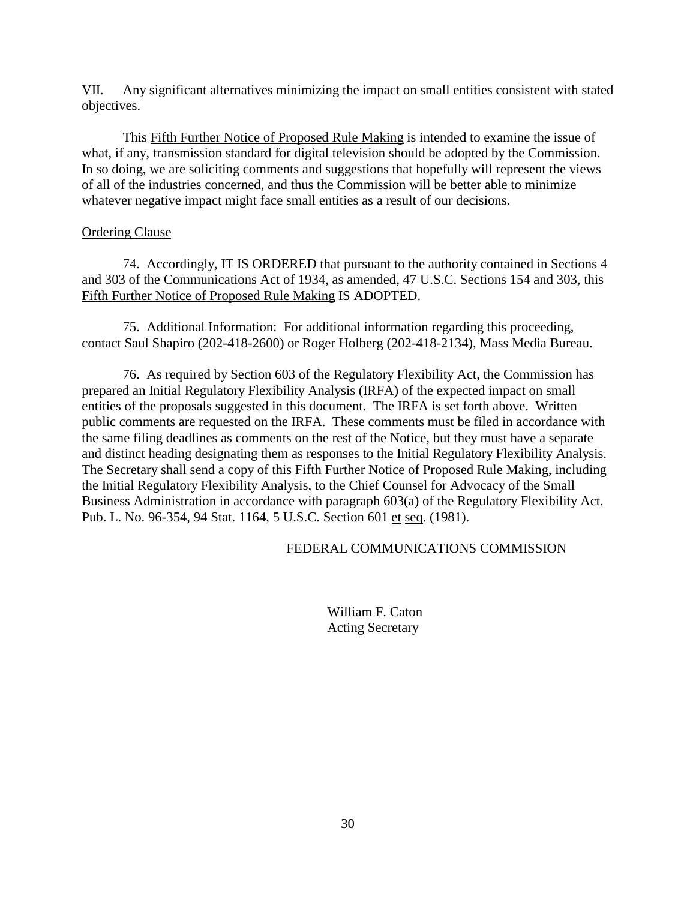VII. Any significant alternatives minimizing the impact on small entities consistent with stated objectives.

This Fifth Further Notice of Proposed Rule Making is intended to examine the issue of what, if any, transmission standard for digital television should be adopted by the Commission. In so doing, we are soliciting comments and suggestions that hopefully will represent the views of all of the industries concerned, and thus the Commission will be better able to minimize whatever negative impact might face small entities as a result of our decisions.

Ordering Clause

74. Accordingly, IT IS ORDERED that pursuant to the authority contained in Sections 4 and 303 of the Communications Act of 1934, as amended, 47 U.S.C. Sections 154 and 303, this Fifth Further Notice of Proposed Rule Making IS ADOPTED.

75. Additional Information: For additional information regarding this proceeding, contact Saul Shapiro (202-418-2600) or Roger Holberg (202-418-2134), Mass Media Bureau.

76. As required by Section 603 of the Regulatory Flexibility Act, the Commission has prepared an Initial Regulatory Flexibility Analysis (IRFA) of the expected impact on small entities of the proposals suggested in this document. The IRFA is set forth above. Written public comments are requested on the IRFA. These comments must be filed in accordance with the same filing deadlines as comments on the rest of the Notice, but they must have a separate and distinct heading designating them as responses to the Initial Regulatory Flexibility Analysis. The Secretary shall send a copy of this Fifth Further Notice of Proposed Rule Making, including the Initial Regulatory Flexibility Analysis, to the Chief Counsel for Advocacy of the Small Business Administration in accordance with paragraph 603(a) of the Regulatory Flexibility Act. Pub. L. No. 96-354, 94 Stat. 1164, 5 U.S.C. Section 601 et seq. (1981).

FEDERAL COMMUNICATIONS COMMISSION

William F. Caton
Acting Secretary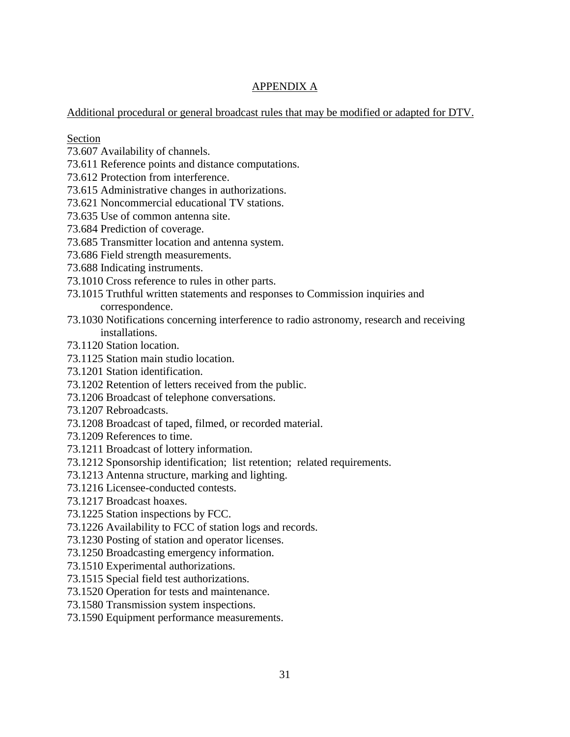## APPENDIX A

Additional procedural or general broadcast rules that may be modified or adapted for DTV.

Section

73.607 Availability of channels.
73.611 Reference points and distance computations.
73.612 Protection from interference.
73.615 Administrative changes in authorizations.
73.621 Noncommercial educational TV stations.
73.635 Use of common antenna site.
73.684 Prediction of coverage.
73.685 Transmitter location and antenna system.
73.686 Field strength measurements.
73.688 Indicating instruments.
73.1010 Cross reference to rules in other parts.
73.1015 Truthful written statements and responses to Commission inquiries and correspondence.
73.1030 Notifications concerning interference to radio astronomy, research and receiving installations.
73.1120 Station location.
73.1125 Station main studio location.
73.1201 Station identification.
73.1202 Retention of letters received from the public.
73.1206 Broadcast of telephone conversations.
73.1207 Rebroadcasts.
73.1208 Broadcast of taped, filmed, or recorded material.
73.1209 References to time.
73.1211 Broadcast of lottery information.
73.1212 Sponsorship identification; list retention; related requirements.
73.1213 Antenna structure, marking and lighting.
73.1216 Licensee-conducted contests.
73.1217 Broadcast hoaxes.
73.1225 Station inspections by FCC.
73.1226 Availability to FCC of station logs and records.
73.1230 Posting of station and operator licenses.
73.1250 Broadcasting emergency information.
73.1510 Experimental authorizations.
73.1515 Special field test authorizations.
73.1520 Operation for tests and maintenance.
73.1580 Transmission system inspections.
73.1590 Equipment performance measurements.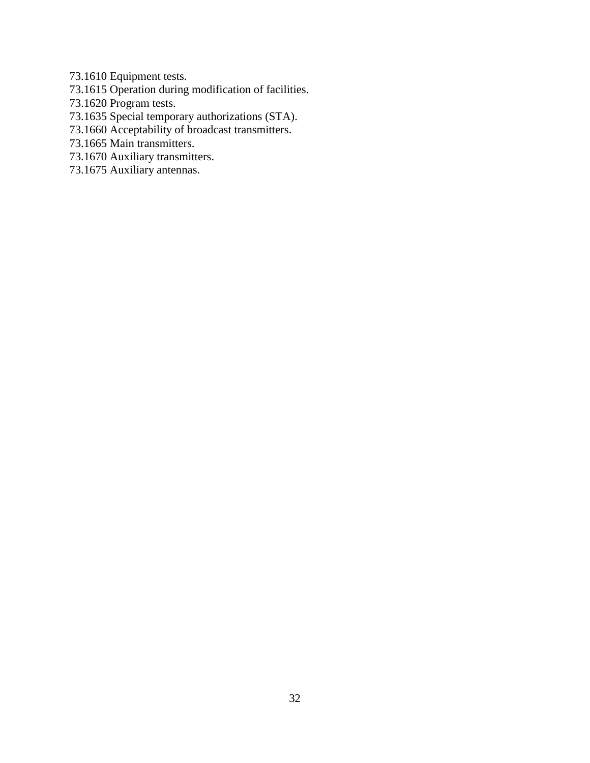73.1610 Equipment tests.
73.1615 Operation during modification of facilities.
73.1620 Program tests.
73.1635 Special temporary authorizations (STA).
73.1660 Acceptability of broadcast transmitters.
73.1665 Main transmitters.
73.1670 Auxiliary transmitters.
73.1675 Auxiliary antennas.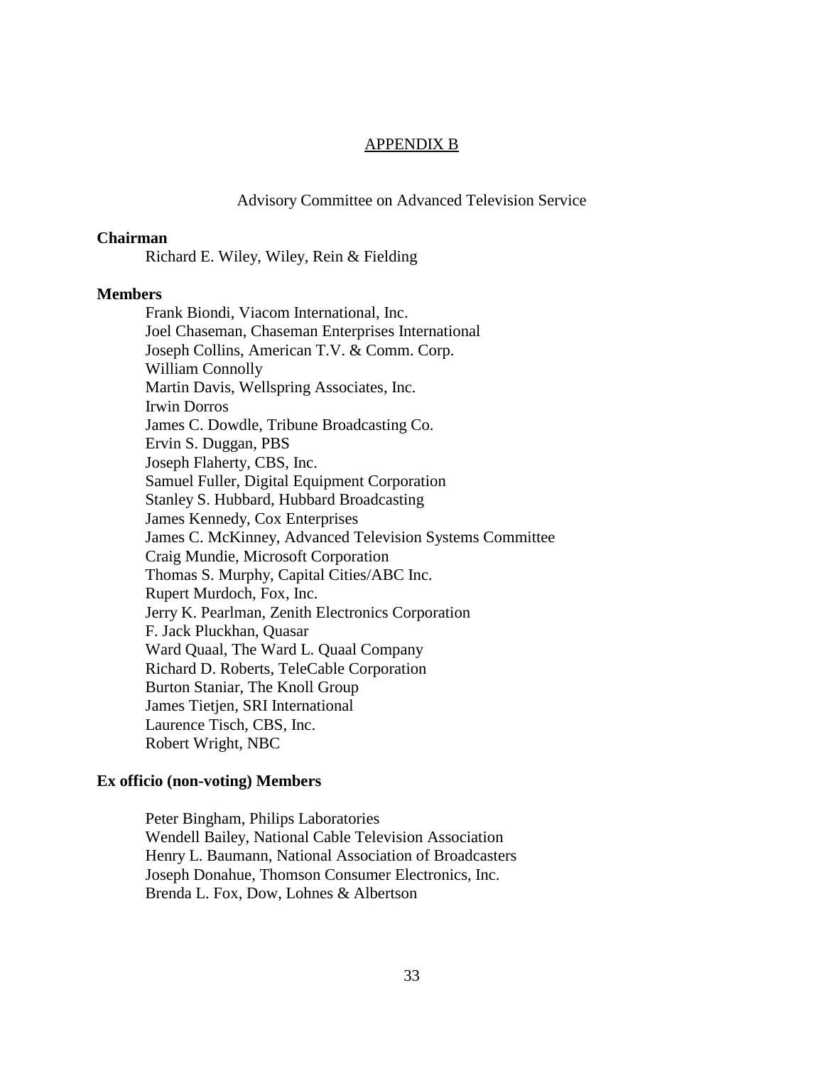# APPENDIX B

## Advisory Committee on Advanced Television Service

**Chairman**

Richard E. Wiley, Wiley, Rein & Fielding

**Members**

Frank Biondi, Viacom International, Inc.
Joel Chaseman, Chaseman Enterprises International
Joseph Collins, American T.V. & Comm. Corp.
William Connolly
Martin Davis, Wellspring Associates, Inc.
Irwin Dorros
James C. Dowdle, Tribune Broadcasting Co.
Ervin S. Duggan, PBS
Joseph Flaherty, CBS, Inc.
Samuel Fuller, Digital Equipment Corporation
Stanley S. Hubbard, Hubbard Broadcasting
James Kennedy, Cox Enterprises
James C. McKinney, Advanced Television Systems Committee
Craig Mundie, Microsoft Corporation
Thomas S. Murphy, Capital Cities/ABC Inc.
Rupert Murdoch, Fox, Inc.
Jerry K. Pearlman, Zenith Electronics Corporation
F. Jack Pluckhan, Quasar
Ward Quaal, The Ward L. Quaal Company
Richard D. Roberts, TeleCable Corporation
Burton Staniar, The Knoll Group
James Tietjen, SRI International
Laurence Tisch, CBS, Inc.
Robert Wright, NBC

**Ex officio (non-voting) Members**

Peter Bingham, Philips Laboratories
Wendell Bailey, National Cable Television Association
Henry L. Baumann, National Association of Broadcasters
Joseph Donahue, Thomson Consumer Electronics, Inc.
Brenda L. Fox, Dow, Lohnes & Albertson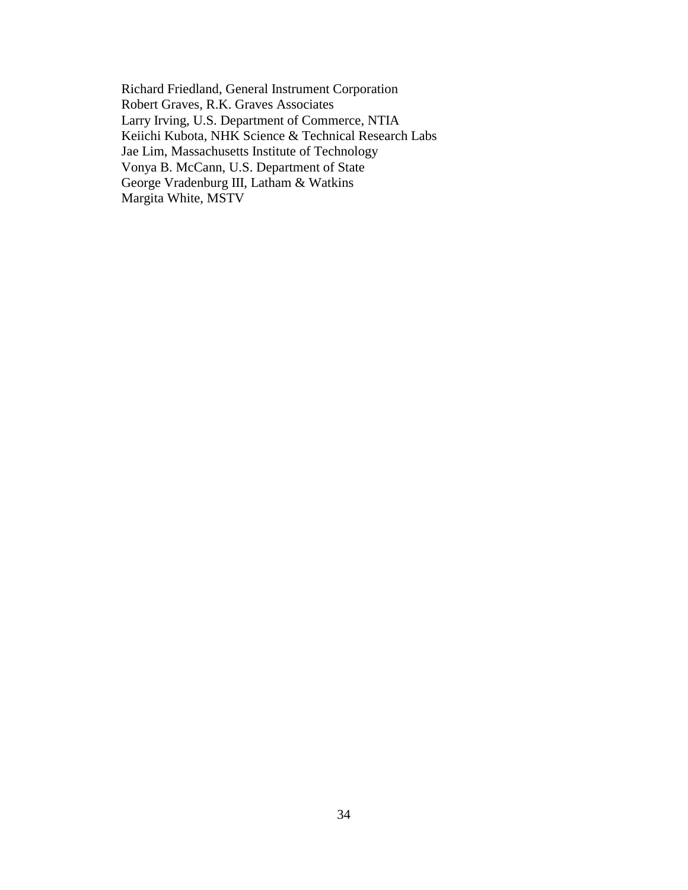Richard Friedland, General Instrument Corporation
Robert Graves, R.K. Graves Associates
Larry Irving, U.S. Department of Commerce, NTIA
Keiichi Kubota, NHK Science & Technical Research Labs
Jae Lim, Massachusetts Institute of Technology
Vonya B. McCann, U.S. Department of State
George Vradenburg III, Latham & Watkins
Margita White, MSTV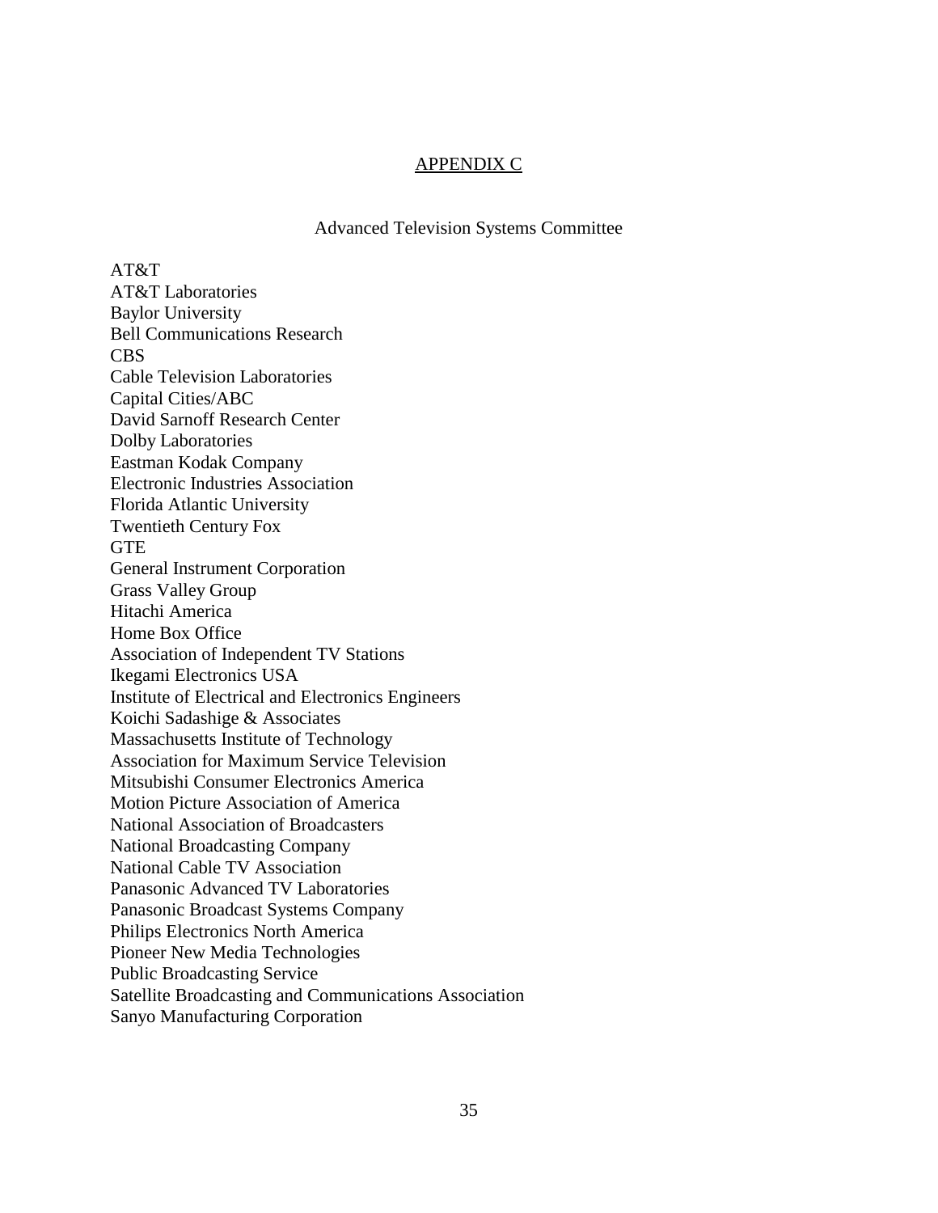# APPENDIX C

## Advanced Television Systems Committee

AT&T
AT&T Laboratories
Baylor University
Bell Communications Research
CBS
Cable Television Laboratories
Capital Cities/ABC
David Sarnoff Research Center
Dolby Laboratories
Eastman Kodak Company
Electronic Industries Association
Florida Atlantic University
Twentieth Century Fox
GTE
General Instrument Corporation
Grass Valley Group
Hitachi America
Home Box Office
Association of Independent TV Stations
Ikegami Electronics USA
Institute of Electrical and Electronics Engineers
Koichi Sadashige & Associates
Massachusetts Institute of Technology
Association for Maximum Service Television
Mitsubishi Consumer Electronics America
Motion Picture Association of America
National Association of Broadcasters
National Broadcasting Company
National Cable TV Association
Panasonic Advanced TV Laboratories
Panasonic Broadcast Systems Company
Philips Electronics North America
Pioneer New Media Technologies
Public Broadcasting Service
Satellite Broadcasting and Communications Association
Sanyo Manufacturing Corporation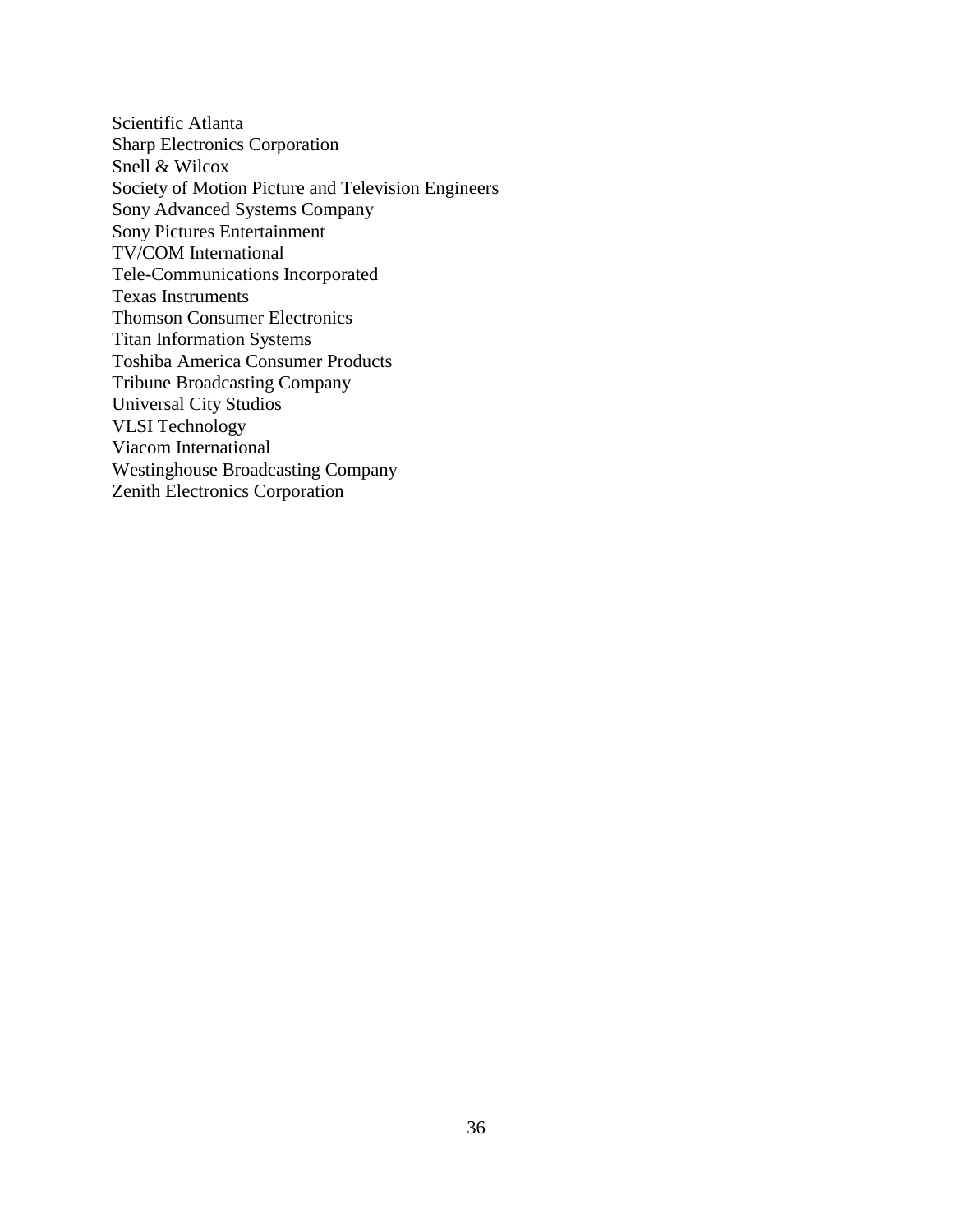Scientific Atlanta
Sharp Electronics Corporation
Snell & Wilcox
Society of Motion Picture and Television Engineers
Sony Advanced Systems Company
Sony Pictures Entertainment
TV/COM International
Tele-Communications Incorporated
Texas Instruments
Thomson Consumer Electronics
Titan Information Systems
Toshiba America Consumer Products
Tribune Broadcasting Company
Universal City Studios
VLSI Technology
Viacom International
Westinghouse Broadcasting Company
Zenith Electronics Corporation